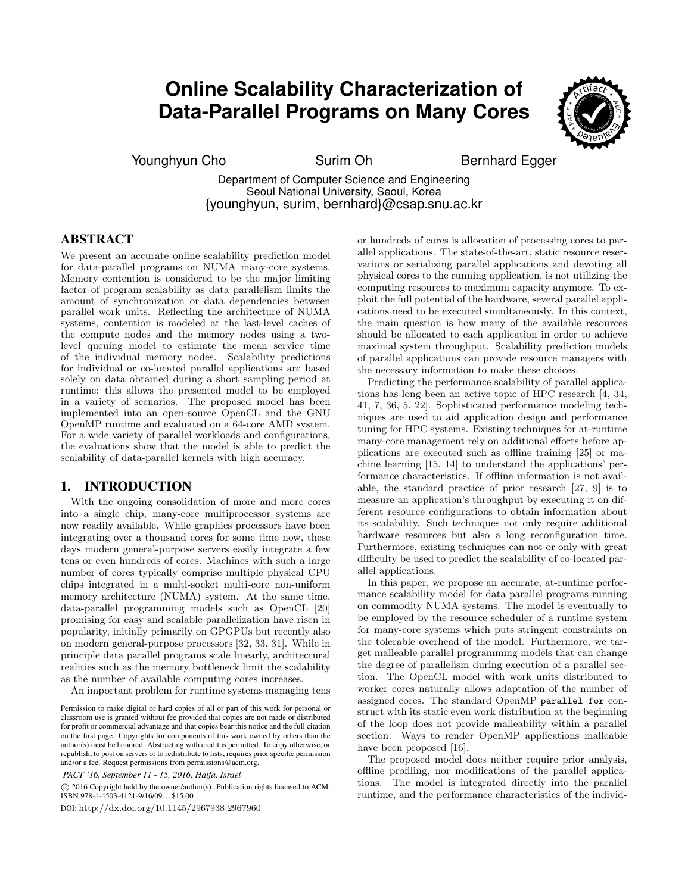# Online Scalability Characterization of Data-Parallel Programs on Many Cores

Younghyun Cho  Surim Oh  Bernhard Egger

Department of Computer Science and Engineering
Seoul National University, Seoul, Korea
{younghyun, surim, bernhard}@csap.snu.ac.kr

## ABSTRACT

We present an accurate online scalability prediction model for data-parallel programs on NUMA many-core systems. Memory contention is considered to be the major limiting factor of program scalability as data parallelism limits the amount of synchronization or data dependencies between parallel work units. Reflecting the architecture of NUMA systems, contention is modeled at the last-level caches of the compute nodes and the memory nodes using a two-level queuing model to estimate the mean service time of the individual memory nodes. Scalability predictions for individual or co-located parallel applications are based solely on data obtained during a short sampling period at runtime; this allows the presented model to be employed in a variety of scenarios. The proposed model has been implemented into an open-source OpenCL and the GNU OpenMP runtime and evaluated on a 64-core AMD system. For a wide variety of parallel workloads and configurations, the evaluations show that the model is able to predict the scalability of data-parallel kernels with high accuracy.

## 1. INTRODUCTION

With the ongoing consolidation of more and more cores into a single chip, many-core multiprocessor systems are now readily available. While graphics processors have been integrating over a thousand cores for some time now, these days modern general-purpose servers easily integrate a few tens or even hundreds of cores. Machines with such a large number of cores typically comprise multiple physical CPU chips integrated in a multi-socket multi-core non-uniform memory architecture (NUMA) system. At the same time, data-parallel programming models such as OpenCL [20] promising for easy and scalable parallelization have risen in popularity, initially primarily on GPGPUs but recently also on modern general-purpose processors [32, 33, 31]. While in principle data parallel programs scale linearly, architectural realities such as the memory bottleneck limit the scalability as the number of available computing cores increases.

An important problem for runtime systems managing tens or hundreds of cores is allocation of processing cores to parallel applications. The state-of-the-art, static resource reservations or serializing parallel applications and devoting all physical cores to the running application, is not utilizing the computing resources to maximum capacity anymore. To exploit the full potential of the hardware, several parallel applications need to be executed simultaneously. In this context, the main question is how many of the available resources should be allocated to each application in order to achieve maximal system throughput. Scalability prediction models of parallel applications can provide resource managers with the necessary information to make these choices.

Predicting the performance scalability of parallel applications has long been an active topic of HPC research [4, 34, 41, 7, 36, 5, 22]. Sophisticated performance modeling techniques are used to aid application design and performance tuning for HPC systems. Existing techniques for at-runtime many-core management rely on additional efforts before applications are executed such as offline training [25] or machine learning [15, 14] to understand the applications' performance characteristics. If offline information is not available, the standard practice of prior research [27, 9] is to measure an application's throughput by executing it on different resource configurations to obtain information about its scalability. Such techniques not only require additional hardware resources but also a long reconfiguration time. Furthermore, existing techniques can not or only with great difficulty be used to predict the scalability of co-located parallel applications.

In this paper, we propose an accurate, at-runtime performance scalability model for data parallel programs running on commodity NUMA systems. The model is eventually to be employed by the resource scheduler of a runtime system for many-core systems which puts stringent constraints on the tolerable overhead of the model. Furthermore, we target malleable parallel programming models that can change the degree of parallelism during execution of a parallel section. The OpenCL model with work units distributed to worker cores naturally allows adaptation of the number of assigned cores. The standard OpenMP `parallel for` construct with its static even work distribution at the beginning of the loop does not provide malleability within a parallel section. Ways to render OpenMP applications malleable have been proposed [16].

The proposed model does neither require prior analysis, offline profiling, nor modifications of the parallel applications. The model is integrated directly into the parallel runtime, and the performance characteristics of the individ-

Permission to make digital or hard copies of all or part of this work for personal or classroom use is granted without fee provided that copies are not made or distributed for profit or commercial advantage and that copies bear this notice and the full citation on the first page. Copyrights for components of this work owned by others than the author(s) must be honored. Abstracting with credit is permitted. To copy otherwise, or republish, to post on servers or to redistribute to lists, requires prior specific permission and/or a fee. Request permissions from permissions@acm.org.

*PACT '16, September 11 - 15, 2016, Haifa, Israel*

© 2016 Copyright held by the owner/author(s). Publication rights licensed to ACM. ISBN 978-1-4503-4121-9/16/09…$15.00

DOI: http://dx.doi.org/10.1145/2967938.2967960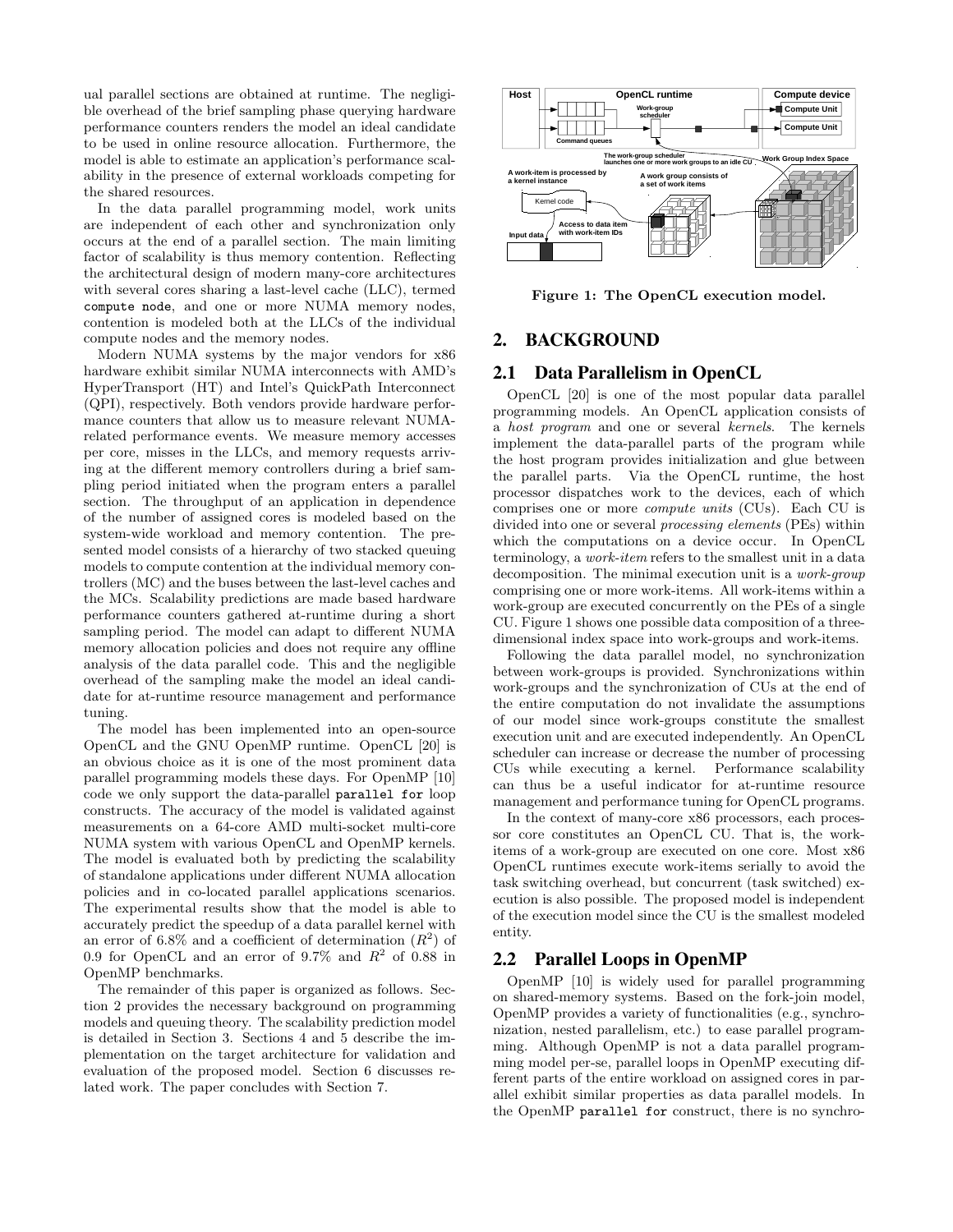ual parallel sections are obtained at runtime. The negligible overhead of the brief sampling phase querying hardware performance counters renders the model an ideal candidate to be used in online resource allocation. Furthermore, the model is able to estimate an application's performance scalability in the presence of external workloads competing for the shared resources.

In the data parallel programming model, work units are independent of each other and synchronization only occurs at the end of a parallel section. The main limiting factor of scalability is thus memory contention. Reflecting the architectural design of modern many-core architectures with several cores sharing a last-level cache (LLC), termed `compute node`, and one or more NUMA memory nodes, contention is modeled both at the LLCs of the individual compute nodes and the memory nodes.

Modern NUMA systems by the major vendors for x86 hardware exhibit similar NUMA interconnects with AMD's HyperTransport (HT) and Intel's QuickPath Interconnect (QPI), respectively. Both vendors provide hardware performance counters that allow us to measure relevant NUMA-related performance events. We measure memory accesses per core, misses in the LLCs, and memory requests arriving at the different memory controllers during a brief sampling period initiated when the program enters a parallel section. The throughput of an application in dependence of the number of assigned cores is modeled based on the system-wide workload and memory contention. The presented model consists of a hierarchy of two stacked queuing models to compute contention at the individual memory controllers (MC) and the buses between the last-level caches and the MCs. Scalability predictions are made based hardware performance counters gathered at-runtime during a short sampling period. The model can adapt to different NUMA memory allocation policies and does not require any offline analysis of the data parallel code. This and the negligible overhead of the sampling make the model an ideal candidate for at-runtime resource management and performance tuning.

The model has been implemented into an open-source OpenCL and the GNU OpenMP runtime. OpenCL [20] is an obvious choice as it is one of the most prominent data parallel programming models these days. For OpenMP [10] code we only support the data-parallel `parallel for` loop constructs. The accuracy of the model is validated against measurements on a 64-core AMD multi-socket multi-core NUMA system with various OpenCL and OpenMP kernels. The model is evaluated both by predicting the scalability of standalone applications under different NUMA allocation policies and in co-located parallel applications scenarios. The experimental results show that the model is able to accurately predict the speedup of a data parallel kernel with an error of 6.8% and a coefficient of determination ($R^2$) of 0.9 for OpenCL and an error of 9.7% and $R^2$ of 0.88 in OpenMP benchmarks.

The remainder of this paper is organized as follows. Section 2 provides the necessary background on programming models and queuing theory. The scalability prediction model is detailed in Section 3. Sections 4 and 5 describe the implementation on the target architecture for validation and evaluation of the proposed model. Section 6 discusses related work. The paper concludes with Section 7.

**Figure 1: The OpenCL execution model.**

## 2. BACKGROUND

### 2.1 Data Parallelism in OpenCL

OpenCL [20] is one of the most popular data parallel programming models. An OpenCL application consists of a *host program* and one or several *kernels*. The kernels implement the data-parallel parts of the program while the host program provides initialization and glue between the parallel parts. Via the OpenCL runtime, the host processor dispatches work to the devices, each of which comprises one or more *compute units* (CUs). Each CU is divided into one or several *processing elements* (PEs) within which the computations on a device occur. In OpenCL terminology, a *work-item* refers to the smallest unit in a data decomposition. The minimal execution unit is a *work-group* comprising one or more work-items. All work-items within a work-group are executed concurrently on the PEs of a single CU. Figure 1 shows one possible data composition of a three-dimensional index space into work-groups and work-items.

Following the data parallel model, no synchronization between work-groups is provided. Synchronizations within work-groups and the synchronization of CUs at the end of the entire computation do not invalidate the assumptions of our model since work-groups constitute the smallest execution unit and are executed independently. An OpenCL scheduler can increase or decrease the number of processing CUs while executing a kernel. Performance scalability can thus be a useful indicator for at-runtime resource management and performance tuning for OpenCL programs.

In the context of many-core x86 processors, each processor core constitutes an OpenCL CU. That is, the work-items of a work-group are executed on one core. Most x86 OpenCL runtimes execute work-items serially to avoid the task switching overhead, but concurrent (task switched) execution is also possible. The proposed model is independent of the execution model since the CU is the smallest modeled entity.

### 2.2 Parallel Loops in OpenMP

OpenMP [10] is widely used for parallel programming on shared-memory systems. Based on the fork-join model, OpenMP provides a variety of functionalities (e.g., synchronization, nested parallelism, etc.) to ease parallel programming. Although OpenMP is not a data parallel programming model per-se, parallel loops in OpenMP executing different parts of the entire workload on assigned cores in parallel exhibit similar properties as data parallel models. In the OpenMP `parallel for` construct, there is no synchro-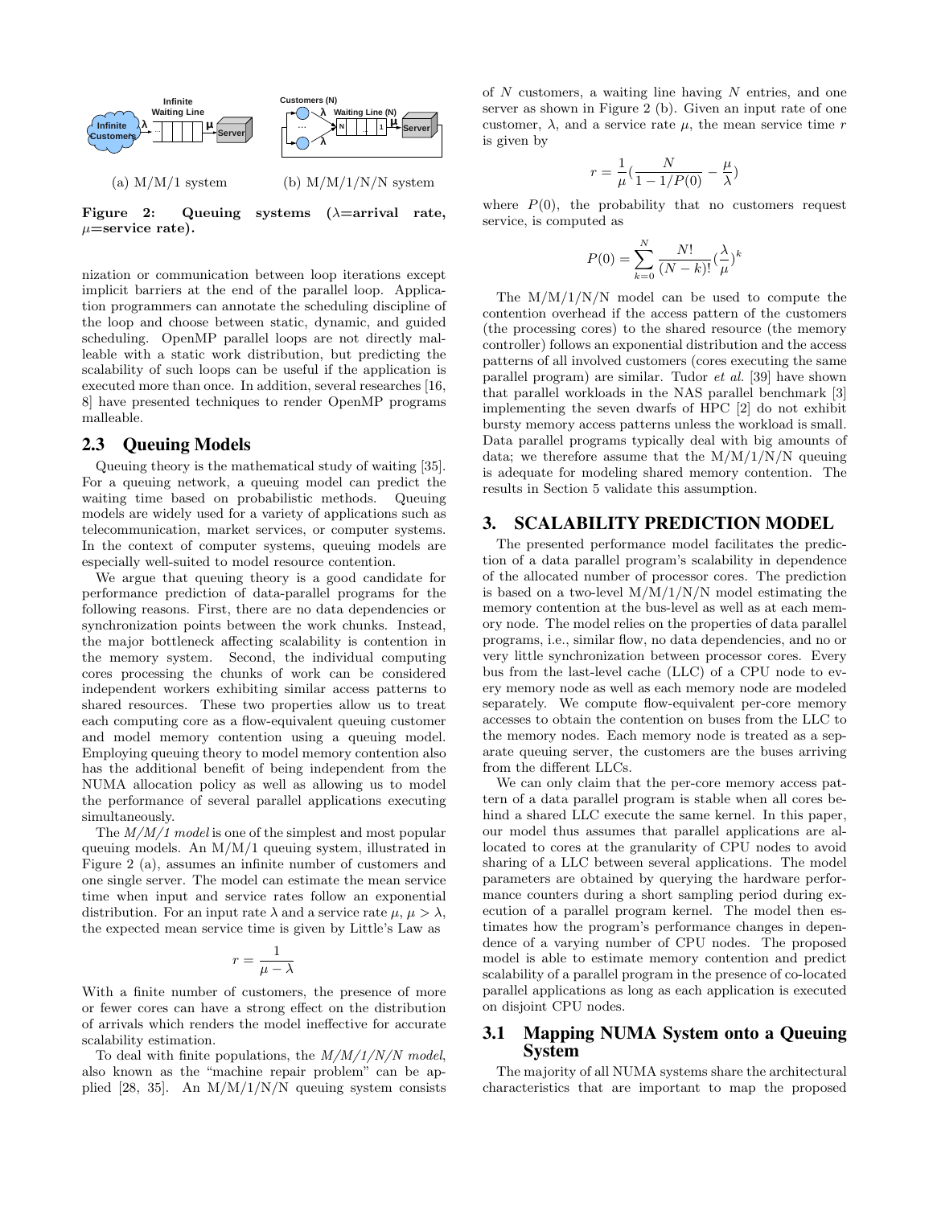(a) M/M/1 system (b) M/M/1/N/N system

**Figure 2: Queuing systems ($\lambda$=arrival rate, $\mu$=service rate).**

nization or communication between loop iterations except implicit barriers at the end of the parallel loop. Application programmers can annotate the scheduling discipline of the loop and choose between static, dynamic, and guided scheduling. OpenMP parallel loops are not directly malleable with a static work distribution, but predicting the scalability of such loops can be useful if the application is executed more than once. In addition, several researches [16, 8] have presented techniques to render OpenMP programs malleable.

## 2.3 Queuing Models

Queuing theory is the mathematical study of waiting [35]. For a queuing network, a queuing model can predict the waiting time based on probabilistic methods. Queuing models are widely used for a variety of applications such as telecommunication, market services, or computer systems. In the context of computer systems, queuing models are especially well-suited to model resource contention.

We argue that queuing theory is a good candidate for performance prediction of data-parallel programs for the following reasons. First, there are no data dependencies or synchronization points between the work chunks. Instead, the major bottleneck affecting scalability is contention in the memory system. Second, the individual computing cores processing the chunks of work can be considered independent workers exhibiting similar access patterns to shared resources. These two properties allow us to treat each computing core as a flow-equivalent queuing customer and model memory contention using a queuing model. Employing queuing theory to model memory contention also has the additional benefit of being independent from the NUMA allocation policy as well as allowing us to model the performance of several parallel applications executing simultaneously.

The *M/M/1 model* is one of the simplest and most popular queuing models. An M/M/1 queuing system, illustrated in Figure 2 (a), assumes an infinite number of customers and one single server. The model can estimate the mean service time when input and service rates follow an exponential distribution. For an input rate $\lambda$ and a service rate $\mu$, $\mu > \lambda$, the expected mean service time is given by Little's Law as

$$r = \frac{1}{\mu - \lambda}$$

With a finite number of customers, the presence of more or fewer cores can have a strong effect on the distribution of arrivals which renders the model ineffective for accurate scalability estimation.

To deal with finite populations, the *M/M/1/N/N model*, also known as the "machine repair problem" can be applied [28, 35]. An M/M/1/N/N queuing system consists of $N$ customers, a waiting line having $N$ entries, and one server as shown in Figure 2 (b). Given an input rate of one customer, $\lambda$, and a service rate $\mu$, the mean service time $r$ is given by

$$r = \frac{1}{\mu}\left(\frac{N}{1 - 1/P(0)} - \frac{\mu}{\lambda}\right)$$

where $P(0)$, the probability that no customers request service, is computed as

$$P(0) = \sum_{k=0}^{N} \frac{N!}{(N-k)!}\left(\frac{\lambda}{\mu}\right)^k$$

The M/M/1/N/N model can be used to compute the contention overhead if the access pattern of the customers (the processing cores) to the shared resource (the memory controller) follows an exponential distribution and the access patterns of all involved customers (cores executing the same parallel program) are similar. Tudor *et al.* [39] have shown that parallel workloads in the NAS parallel benchmark [3] implementing the seven dwarfs of HPC [2] do not exhibit bursty memory access patterns unless the workload is small. Data parallel programs typically deal with big amounts of data; we therefore assume that the M/M/1/N/N queuing is adequate for modeling shared memory contention. The results in Section 5 validate this assumption.

# 3. SCALABILITY PREDICTION MODEL

The presented performance model facilitates the prediction of a data parallel program's scalability in dependence of the allocated number of processor cores. The prediction is based on a two-level M/M/1/N/N model estimating the memory contention at the bus-level as well as at each memory node. The model relies on the properties of data parallel programs, i.e., similar flow, no data dependencies, and no or very little synchronization between processor cores. Every bus from the last-level cache (LLC) of a CPU node to every memory node as well as each memory node are modeled separately. We compute flow-equivalent per-core memory accesses to obtain the contention on buses from the LLC to the memory nodes. Each memory node is treated as a separate queuing server, the customers are the buses arriving from the different LLCs.

We can only claim that the per-core memory access pattern of a data parallel program is stable when all cores behind a shared LLC execute the same kernel. In this paper, our model thus assumes that parallel applications are allocated to cores at the granularity of CPU nodes to avoid sharing of a LLC between several applications. The model parameters are obtained by querying the hardware performance counters during a short sampling period during execution of a parallel program kernel. The model then estimates how the program's performance changes in dependence of a varying number of CPU nodes. The proposed model is able to estimate memory contention and predict scalability of a parallel program in the presence of co-located parallel applications as long as each application is executed on disjoint CPU nodes.

## 3.1 Mapping NUMA System onto a Queuing System

The majority of all NUMA systems share the architectural characteristics that are important to map the proposed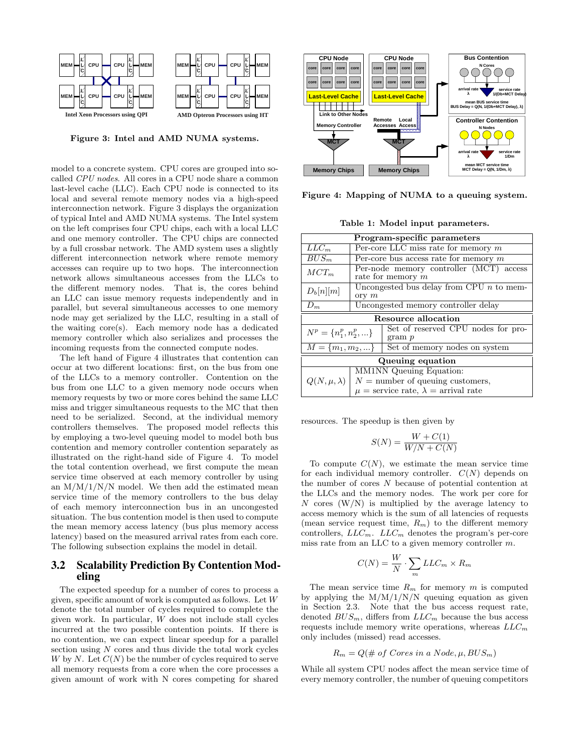Figure 3: Intel and AMD NUMA systems.

model to a concrete system. CPU cores are grouped into so-called *CPU nodes*. All cores in a CPU node share a common last-level cache (LLC). Each CPU node is connected to its local and several remote memory nodes via a high-speed interconnection network. Figure 3 displays the organization of typical Intel and AMD NUMA systems. The Intel system on the left comprises four CPU chips, each with a local LLC and one memory controller. The CPU chips are connected by a full crossbar network. The AMD system uses a slightly different interconnection network where remote memory accesses can require up to two hops. The interconnection network allows simultaneous accesses from the LLCs to the different memory nodes. That is, the cores behind an LLC can issue memory requests independently and in parallel, but several simultaneous accesses to one memory node may get serialized by the LLC, resulting in a stall of the waiting core(s). Each memory node has a dedicated memory controller which also serializes and processes the incoming requests from the connected compute nodes.

The left hand of Figure 4 illustrates that contention can occur at two different locations: first, on the bus from one of the LLCs to a memory controller. Contention on the bus from one LLC to a given memory node occurs when memory requests by two or more cores behind the same LLC miss and trigger simultaneous requests to the MC that then need to be serialized. Second, at the individual memory controllers themselves. The proposed model reflects this by employing a two-level queuing model to model both bus contention and memory controller contention separately as illustrated on the right-hand side of Figure 4. To model the total contention overhead, we first compute the mean service time observed at each memory controller by using an M/M/1/N/N model. We then add the estimated mean service time of the memory controllers to the bus delay of each memory interconnection bus in an uncongested situation. The bus contention model is then used to compute the mean memory access latency (bus plus memory access latency) based on the measured arrival rates from each core. The following subsection explains the model in detail.

## 3.2 Scalability Prediction By Contention Modeling

The expected speedup for a number of cores to process a given, specific amount of work is computed as follows. Let $W$ denote the total number of cycles required to complete the given work. In particular, $W$ does not include stall cycles incurred at the two possible contention points. If there is no contention, we can expect linear speedup for a parallel section using $N$ cores and thus divide the total work cycles $W$ by $N$. Let $C(N)$ be the number of cycles required to serve all memory requests from a core when the core processes a given amount of work with N cores competing for shared

Figure 4: Mapping of NUMA to a queuing system.

Table 1: Model input parameters.

| **Program-specific parameters** | |
|---|---|
| $LLC_m$ | Per-core LLC miss rate for memory $m$ |
| $BUS_m$ | Per-core bus access rate for memory $m$ |
| $MCT_m$ | Per-node memory controller (MCT) access rate for memory $m$ |
| $D_b[n][m]$ | Uncongested bus delay from CPU $n$ to memory $m$ |
| $D_m$ | Uncongested memory controller delay |
| **Resource allocation** | |
| $N^p = \{n_1^p, n_2^p, ...\}$ | Set of reserved CPU nodes for program $p$ |
| $M = \{m_1, m_2, ...\}$ | Set of memory nodes on system |
| **Queuing equation** | |
| $Q(N, \mu, \lambda)$ | MM1NN Queuing Equation: $N$ = number of queuing customers, $\mu$ = service rate, $\lambda$ = arrival rate |

resources. The speedup is then given by

$$S(N) = \frac{W + C(1)}{W/N + C(N)}$$

To compute $C(N)$, we estimate the mean service time for each individual memory controller. $C(N)$ depends on the number of cores $N$ because of potential contention at the LLCs and the memory nodes. The work per core for $N$ cores (W/N) is multiplied by the average latency to access memory which is the sum of all latencies of requests (mean service request time, $R_m$) to the different memory controllers, $LLC_m$. $LLC_m$ denotes the program's per-core miss rate from an LLC to a given memory controller $m$.

$$C(N) = \frac{W}{N} \cdot \sum_m LLC_m \times R_m$$

The mean service time $R_m$ for memory $m$ is computed by applying the M/M/1/N/N queuing equation as given in Section 2.3. Note that the bus access request rate, denoted $BUS_m$, differs from $LLC_m$ because the bus access requests include memory write operations, whereas $LLC_m$ only includes (missed) read accesses.

$$R_m = Q(\#\ of\ Cores\ in\ a\ Node, \mu, BUS_m)$$

While all system CPU nodes affect the mean service time of every memory controller, the number of queuing competitors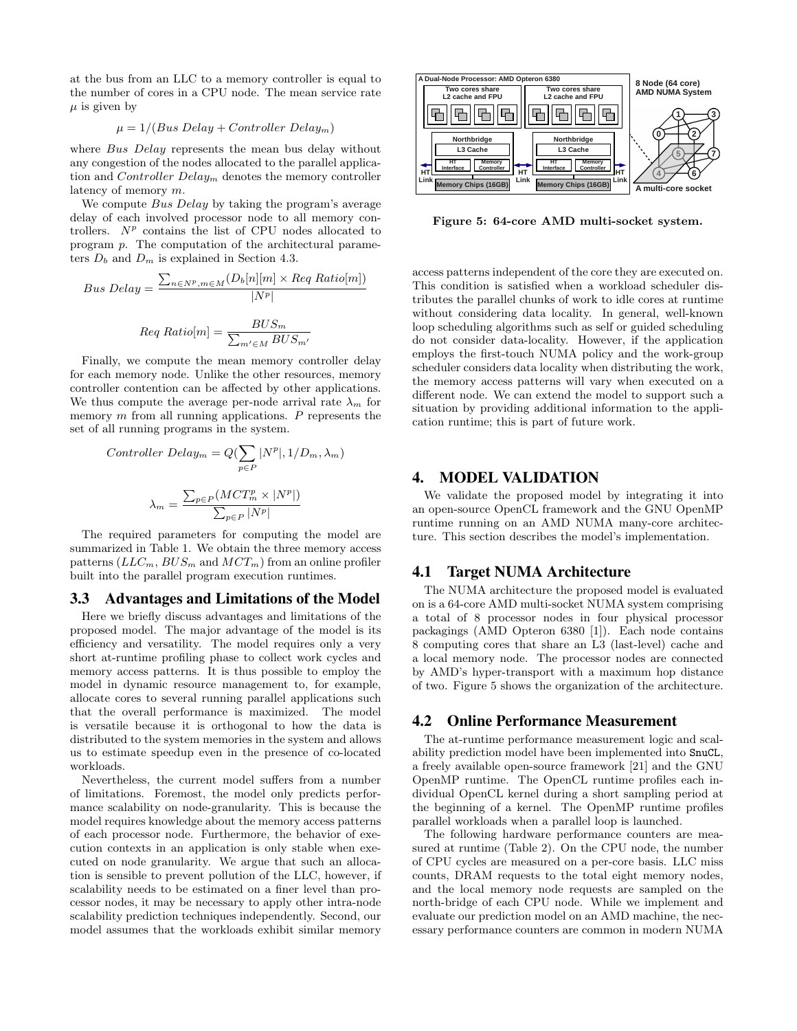at the bus from an LLC to a memory controller is equal to the number of cores in a CPU node. The mean service rate $\mu$ is given by

$$\mu = 1/(Bus\ Delay + Controller\ Delay_m)$$

where *Bus Delay* represents the mean bus delay without any congestion of the nodes allocated to the parallel application and $Controller\ Delay_m$ denotes the memory controller latency of memory $m$.

We compute *Bus Delay* by taking the program's average delay of each involved processor node to all memory controllers. $N^p$ contains the list of CPU nodes allocated to program $p$. The computation of the architectural parameters $D_b$ and $D_m$ is explained in Section 4.3.

$$Bus\ Delay = \frac{\sum_{n \in N^p, m \in M}(D_b[n][m] \times Req\ Ratio[m])}{|N^p|}$$

$$Req\ Ratio[m] = \frac{BUS_m}{\sum_{m' \in M} BUS_{m'}}$$

Finally, we compute the mean memory controller delay for each memory node. Unlike the other resources, memory controller contention can be affected by other applications. We thus compute the average per-node arrival rate $\lambda_m$ for memory $m$ from all running applications. $P$ represents the set of all running programs in the system.

$$Controller\ Delay_m = Q(\sum_{p \in P} |N^p|, 1/D_m, \lambda_m)$$

$$\lambda_m = \frac{\sum_{p \in P}(MCT^p_m \times |N^p|)}{\sum_{p \in P}|N^p|}$$

The required parameters for computing the model are summarized in Table 1. We obtain the three memory access patterns ($LLC_m$, $BUS_m$ and $MCT_m$) from an online profiler built into the parallel program execution runtimes.

## 3.3 Advantages and Limitations of the Model

Here we briefly discuss advantages and limitations of the proposed model. The major advantage of the model is its efficiency and versatility. The model requires only a very short at-runtime profiling phase to collect work cycles and memory access patterns. It is thus possible to employ the model in dynamic resource management to, for example, allocate cores to several running parallel applications such that the overall performance is maximized. The model is versatile because it is orthogonal to how the data is distributed to the system memories in the system and allows us to estimate speedup even in the presence of co-located workloads.

Nevertheless, the current model suffers from a number of limitations. Foremost, the model only predicts performance scalability on node-granularity. This is because the model requires knowledge about the memory access patterns of each processor node. Furthermore, the behavior of execution contexts in an application is only stable when executed on node granularity. We argue that such an allocation is sensible to prevent pollution of the LLC, however, if scalability needs to be estimated on a finer level than processor nodes, it may be necessary to apply other intra-node scalability prediction techniques independently. Second, our model assumes that the workloads exhibit similar memory access patterns independent of the core they are executed on. This condition is satisfied when a workload scheduler distributes the parallel chunks of work to idle cores at runtime without considering data locality. In general, well-known loop scheduling algorithms such as self or guided scheduling do not consider data-locality. However, if the application employs the first-touch NUMA policy and the work-group scheduler considers data locality when distributing the work, the memory access patterns will vary when executed on a different node. We can extend the model to support such a situation by providing additional information to the application runtime; this is part of future work.

Figure 5: 64-core AMD multi-socket system.

# 4. MODEL VALIDATION

We validate the proposed model by integrating it into an open-source OpenCL framework and the GNU OpenMP runtime running on an AMD NUMA many-core architecture. This section describes the model's implementation.

## 4.1 Target NUMA Architecture

The NUMA architecture the proposed model is evaluated on is a 64-core AMD multi-socket NUMA system comprising a total of 8 processor nodes in four physical processor packagings (AMD Opteron 6380 [1]). Each node contains 8 computing cores that share an L3 (last-level) cache and a local memory node. The processor nodes are connected by AMD's hyper-transport with a maximum hop distance of two. Figure 5 shows the organization of the architecture.

## 4.2 Online Performance Measurement

The at-runtime performance measurement logic and scalability prediction model have been implemented into `SnuCL`, a freely available open-source framework [21] and the GNU OpenMP runtime. The OpenCL runtime profiles each individual OpenCL kernel during a short sampling period at the beginning of a kernel. The OpenMP runtime profiles parallel workloads when a parallel loop is launched.

The following hardware performance counters are measured at runtime (Table 2). On the CPU node, the number of CPU cycles are measured on a per-core basis. LLC miss counts, DRAM requests to the total eight memory nodes, and the local memory node requests are sampled on the north-bridge of each CPU node. While we implement and evaluate our prediction model on an AMD machine, the necessary performance counters are common in modern NUMA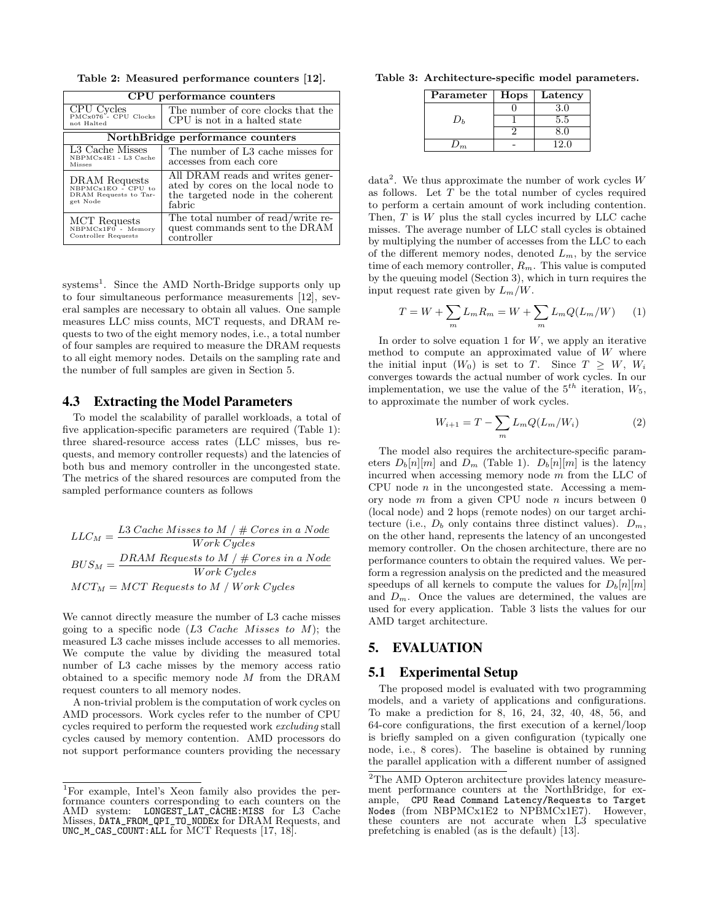**Table 2: Measured performance counters [12].**

| CPU performance counters | |
|---|---|
| CPU Cycles PMCx076 - CPU Clocks not Halted | The number of core clocks that the CPU is not in a halted state |
| **NorthBridge performance counters** | |
| L3 Cache Misses NBPMCx4E1 - L3 Cache Misses | The number of L3 cache misses for accesses from each core |
| DRAM Requests NBPMCx1E0 - CPU to DRAM Requests to Target Node | All DRAM reads and writes generated by cores on the local node to the targeted node in the coherent fabric |
| MCT Requests NBPMCx1F0 - Memory Controller Requests | The total number of read/write request commands sent to the DRAM controller |

systems[1]. Since the AMD North-Bridge supports only up to four simultaneous performance measurements [12], several samples are necessary to obtain all values. One sample measures LLC miss counts, MCT requests, and DRAM requests to two of the eight memory nodes, i.e., a total number of four samples are required to measure the DRAM requests to all eight memory nodes. Details on the sampling rate and the number of full samples are given in Section 5.

### 4.3 Extracting the Model Parameters

To model the scalability of parallel workloads, a total of five application-specific parameters are required (Table 1): three shared-resource access rates (LLC misses, bus requests, and memory controller requests) and the latencies of both bus and memory controller in the uncongested state. The metrics of the shared resources are computed from the sampled performance counters as follows

$$LLC_M = \frac{\textit{L3 Cache Misses to M / \# Cores in a Node}}{\textit{Work Cycles}}$$

$$BUS_M = \frac{\textit{DRAM Requests to M / \# Cores in a Node}}{\textit{Work Cycles}}$$

$$MCT_M = \textit{MCT Requests to M / Work Cycles}$$

We cannot directly measure the number of L3 cache misses going to a specific node (*L3 Cache Misses to M*); the measured L3 cache misses include accesses to all memories. We compute the value by dividing the measured total number of L3 cache misses by the memory access ratio obtained to a specific memory node $M$ from the DRAM request counters to all memory nodes.

A non-trivial problem is the computation of work cycles on AMD processors. Work cycles refer to the number of CPU cycles required to perform the requested work *excluding* stall cycles caused by memory contention. AMD processors do not support performance counters providing the necessary data[2]. We thus approximate the number of work cycles $W$ as follows. Let $T$ be the total number of cycles required to perform a certain amount of work including contention. Then, $T$ is $W$ plus the stall cycles incurred by LLC cache misses. The average number of LLC stall cycles is obtained by multiplying the number of accesses from the LLC to each of the different memory nodes, denoted $L_m$, by the service time of each memory controller, $R_m$. This value is computed by the queuing model (Section 3), which in turn requires the input request rate given by $L_m/W$.

$$T = W + \sum_m L_m R_m = W + \sum_m L_m Q(L_m/W) \qquad (1)$$

In order to solve equation 1 for $W$, we apply an iterative method to compute an approximated value of $W$ where the initial input ($W_0$) is set to $T$. Since $T \geq W$, $W_i$ converges towards the actual number of work cycles. In our implementation, we use the value of the $5^{th}$ iteration, $W_5$, to approximate the number of work cycles.

$$W_{i+1} = T - \sum_m L_m Q(L_m/W_i) \qquad (2)$$

The model also requires the architecture-specific parameters $D_b[n][m]$ and $D_m$ (Table 1). $D_b[n][m]$ is the latency incurred when accessing memory node $m$ from the LLC of CPU node $n$ in the uncongested state. Accessing a memory node $m$ from a given CPU node $n$ incurs between 0 (local node) and 2 hops (remote nodes) on our target architecture (i.e., $D_b$ only contains three distinct values). $D_m$, on the other hand, represents the latency of an uncongested memory controller. On the chosen architecture, there are no performance counters to obtain the required values. We perform a regression analysis on the predicted and the measured speedups of all kernels to compute the values for $D_b[n][m]$ and $D_m$. Once the values are determined, the values are used for every application. Table 3 lists the values for our AMD target architecture.

**Table 3: Architecture-specific model parameters.**

| Parameter | Hops | Latency |
|---|---|---|
| $D_b$ | 0 | 3.0 |
| | 1 | 5.5 |
| | 2 | 8.0 |
| $D_m$ | - | 12.0 |

## 5. EVALUATION

### 5.1 Experimental Setup

The proposed model is evaluated with two programming models, and a variety of applications and configurations. To make a prediction for 8, 16, 24, 32, 40, 48, 56, and 64-core configurations, the first execution of a kernel/loop is briefly sampled on a given configuration (typically one node, i.e., 8 cores). The baseline is obtained by running the parallel application with a different number of assigned

---

[1] For example, Intel's Xeon family also provides the performance counters corresponding to each counters on the AMD system: `LONGEST_LAT_CACHE:MISS` for L3 Cache Misses, `DATA_FROM_QPI_TO_NODEx` for DRAM Requests, and `UNC_M_CAS_COUNT:ALL` for MCT Requests [17, 18].

[2] The AMD Opteron architecture provides latency measurement performance counters at the NorthBridge, for example, `CPU Read Command Latency/Requests to Target Nodes` (from NBPMCx1E2 to NPBMCx1E7). However, these counters are not accurate when L3 speculative prefetching is enabled (as is the default) [13].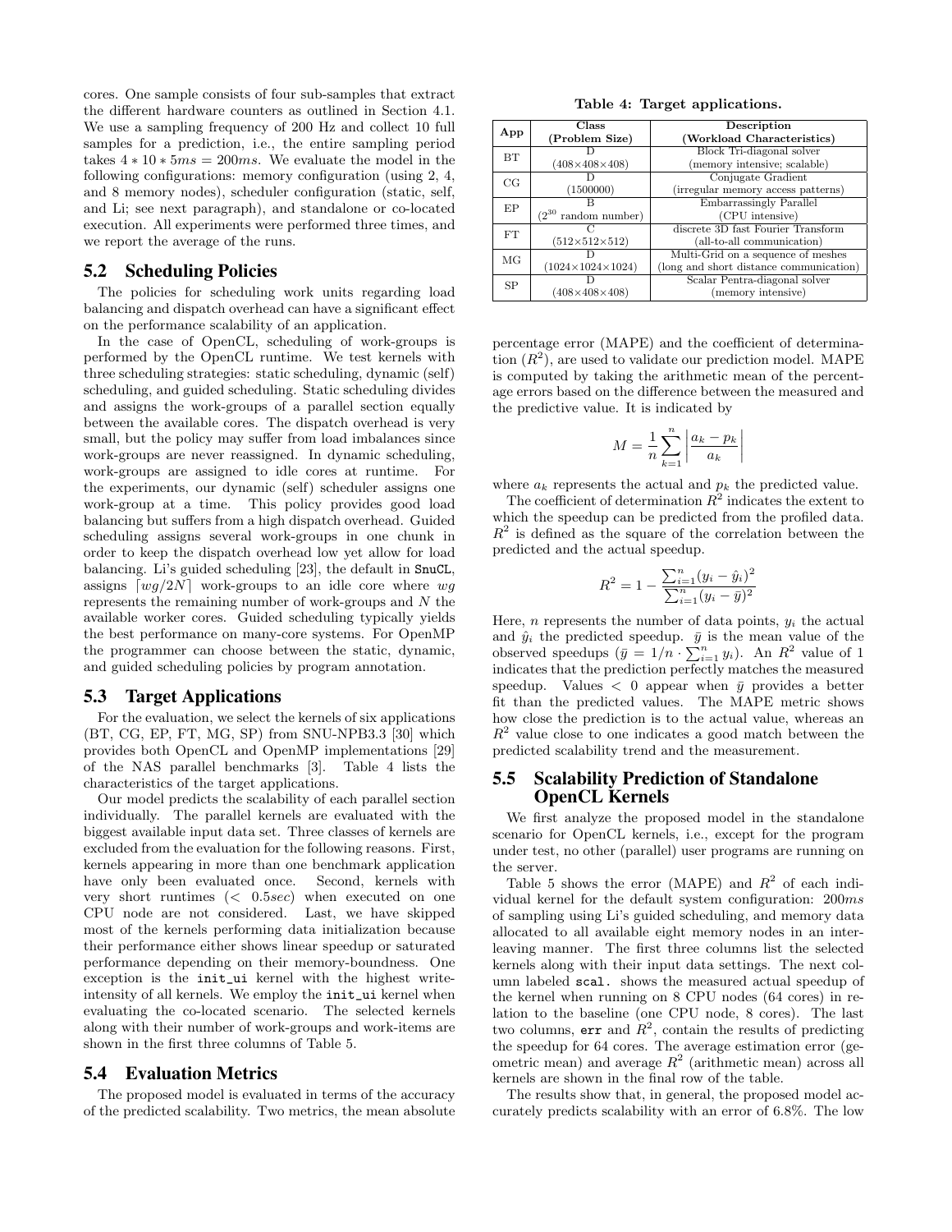cores. One sample consists of four sub-samples that extract the different hardware counters as outlined in Section 4.1. We use a sampling frequency of 200 Hz and collect 10 full samples for a prediction, i.e., the entire sampling period takes $4 * 10 * 5ms = 200ms$. We evaluate the model in the following configurations: memory configuration (using 2, 4, and 8 memory nodes), scheduler configuration (static, self, and Li; see next paragraph), and standalone or co-located execution. All experiments were performed three times, and we report the average of the runs.

## 5.2 Scheduling Policies

The policies for scheduling work units regarding load balancing and dispatch overhead can have a significant effect on the performance scalability of an application.

In the case of OpenCL, scheduling of work-groups is performed by the OpenCL runtime. We test kernels with three scheduling strategies: static scheduling, dynamic (self) scheduling, and guided scheduling. Static scheduling divides and assigns the work-groups of a parallel section equally between the available cores. The dispatch overhead is very small, but the policy may suffer from load imbalances since work-groups are never reassigned. In dynamic scheduling, work-groups are assigned to idle cores at runtime. For the experiments, our dynamic (self) scheduler assigns one work-group at a time. This policy provides good load balancing but suffers from a high dispatch overhead. Guided scheduling assigns several work-groups in one chunk in order to keep the dispatch overhead low yet allow for load balancing. Li's guided scheduling [23], the default in `SnuCL`, assigns $\lceil wg/2N \rceil$ work-groups to an idle core where $wg$ represents the remaining number of work-groups and $N$ the available worker cores. Guided scheduling typically yields the best performance on many-core systems. For OpenMP the programmer can choose between the static, dynamic, and guided scheduling policies by program annotation.

## 5.3 Target Applications

For the evaluation, we select the kernels of six applications (BT, CG, EP, FT, MG, SP) from SNU-NPB3.3 [30] which provides both OpenCL and OpenMP implementations [29] of the NAS parallel benchmarks [3]. Table 4 lists the characteristics of the target applications.

Our model predicts the scalability of each parallel section individually. The parallel kernels are evaluated with the biggest available input data set. Three classes of kernels are excluded from the evaluation for the following reasons. First, kernels appearing in more than one benchmark application have only been evaluated once. Second, kernels with very short runtimes ($< 0.5sec$) when executed on one CPU node are not considered. Last, we have skipped most of the kernels performing data initialization because their performance either shows linear speedup or saturated performance depending on their memory-boundness. One exception is the `init_ui` kernel with the highest write-intensity of all kernels. We employ the `init_ui` kernel when evaluating the co-located scenario. The selected kernels along with their number of work-groups and work-items are shown in the first three columns of Table 5.

## 5.4 Evaluation Metrics

The proposed model is evaluated in terms of the accuracy of the predicted scalability. Two metrics, the mean absolute percentage error (MAPE) and the coefficient of determination ($R^2$), are used to validate our prediction model. MAPE is computed by taking the arithmetic mean of the percentage errors based on the difference between the measured and the predictive value. It is indicated by

$$M = \frac{1}{n} \sum_{k=1}^{n} \left| \frac{a_k - p_k}{a_k} \right|$$

where $a_k$ represents the actual and $p_k$ the predicted value.

The coefficient of determination $R^2$ indicates the extent to which the speedup can be predicted from the profiled data. $R^2$ is defined as the square of the correlation between the predicted and the actual speedup.

$$R^2 = 1 - \frac{\sum_{i=1}^{n}(y_i - \hat{y}_i)^2}{\sum_{i=1}^{n}(y_i - \bar{y})^2}$$

Here, $n$ represents the number of data points, $y_i$ the actual and $\hat{y}_i$ the predicted speedup. $\bar{y}$ is the mean value of the observed speedups ($\bar{y} = 1/n \cdot \sum_{i=1}^{n} y_i$). An $R^2$ value of 1 indicates that the prediction perfectly matches the measured speedup. Values $< 0$ appear when $\bar{y}$ provides a better fit than the predicted values. The MAPE metric shows how close the prediction is to the actual value, whereas an $R^2$ value close to one indicates a good match between the predicted scalability trend and the measurement.

## 5.5 Scalability Prediction of Standalone OpenCL Kernels

We first analyze the proposed model in the standalone scenario for OpenCL kernels, i.e., except for the program under test, no other (parallel) user programs are running on the server.

Table 5 shows the error (MAPE) and $R^2$ of each individual kernel for the default system configuration: $200ms$ of sampling using Li's guided scheduling, and memory data allocated to all available eight memory nodes in an interleaving manner. The first three columns list the selected kernels along with their input data settings. The next column labeled `scal.` shows the measured actual speedup of the kernel when running on 8 CPU nodes (64 cores) in relation to the baseline (one CPU node, 8 cores). The last two columns, `err` and $R^2$, contain the results of predicting the speedup for 64 cores. The average estimation error (geometric mean) and average $R^2$ (arithmetic mean) across all kernels are shown in the final row of the table.

The results show that, in general, the proposed model accurately predicts scalability with an error of 6.8%. The low

**Table 4: Target applications.**

| App | Class (Problem Size) | Description (Workload Characteristics) |
|---|---|---|
| BT | D (408×408×408) | Block Tri-diagonal solver (memory intensive; scalable) |
| CG | D (1500000) | Conjugate Gradient (irregular memory access patterns) |
| EP | B ($2^{30}$ random number) | Embarrassingly Parallel (CPU intensive) |
| FT | C (512×512×512) | discrete 3D fast Fourier Transform (all-to-all communication) |
| MG | D (1024×1024×1024) | Multi-Grid on a sequence of meshes (long and short distance communication) |
| SP | D (408×408×408) | Scalar Pentra-diagonal solver (memory intensive) |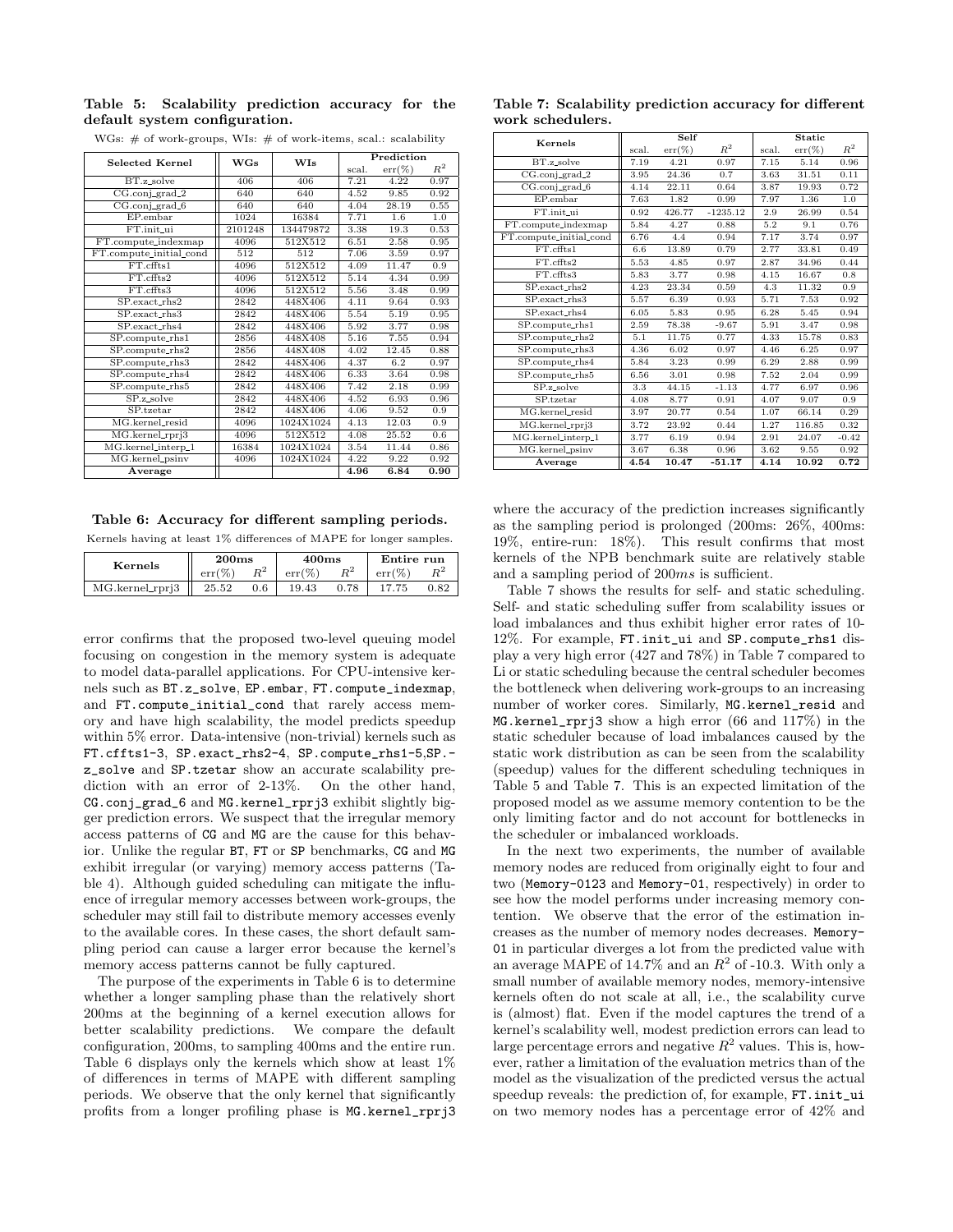**Table 5: Scalability prediction accuracy for the default system configuration.**

WGs: # of work-groups, WIs: # of work-items, scal.: scalability

| Selected Kernel | WGs | WIs | Prediction | | |
|---|---|---|---|---|---|
| | | | scal. | err(%) | $R^2$ |
| BT.z_solve | 406 | 406 | 7.21 | 4.22 | 0.97 |
| CG.conj_grad_2 | 640 | 640 | 4.52 | 9.85 | 0.92 |
| CG.conj_grad_6 | 640 | 640 | 4.04 | 28.19 | 0.55 |
| EP.embar | 1024 | 16384 | 7.71 | 1.6 | 1.0 |
| FT.init_ui | 2101248 | 134479872 | 3.38 | 19.3 | 0.53 |
| FT.compute_indexmap | 4096 | 512X512 | 6.51 | 2.58 | 0.95 |
| FT.compute_initial_cond | 512 | 512 | 7.06 | 3.59 | 0.97 |
| FT.cffts1 | 4096 | 512X512 | 4.09 | 11.47 | 0.9 |
| FT.cffts2 | 4096 | 512X512 | 5.14 | 4.34 | 0.99 |
| FT.cffts3 | 4096 | 512X512 | 5.56 | 3.48 | 0.99 |
| SP.exact_rhs2 | 2842 | 448X406 | 4.11 | 9.64 | 0.93 |
| SP.exact_rhs3 | 2842 | 448X406 | 5.54 | 5.19 | 0.95 |
| SP.exact_rhs4 | 2842 | 448X406 | 5.92 | 3.77 | 0.98 |
| SP.compute_rhs1 | 2856 | 448X408 | 5.16 | 7.55 | 0.94 |
| SP.compute_rhs2 | 2856 | 448X408 | 4.02 | 12.45 | 0.88 |
| SP.compute_rhs3 | 2842 | 448X406 | 4.37 | 6.2 | 0.97 |
| SP.compute_rhs4 | 2842 | 448X406 | 6.33 | 3.64 | 0.98 |
| SP.compute_rhs5 | 2842 | 448X406 | 7.42 | 2.18 | 0.99 |
| SP.z_solve | 2842 | 448X406 | 4.52 | 6.93 | 0.96 |
| SP.tzetar | 2842 | 448X406 | 4.06 | 9.52 | 0.9 |
| MG.kernel_resid | 4096 | 1024X1024 | 4.13 | 12.03 | 0.9 |
| MG.kernel_rprj3 | 4096 | 512X512 | 4.08 | 25.52 | 0.6 |
| MG.kernel_interp_1 | 16384 | 1024X1024 | 3.54 | 11.44 | 0.86 |
| MG.kernel_psinv | 4096 | 1024X1024 | 4.22 | 9.22 | 0.92 |
| **Average** | | | **4.96** | **6.84** | **0.90** |

**Table 6: Accuracy for different sampling periods.**

Kernels having at least 1% differences of MAPE for longer samples.

| Kernels | 200ms | | 400ms | | Entire run | |
|---|---|---|---|---|---|---|
| | err(%) | $R^2$ | err(%) | $R^2$ | err(%) | $R^2$ |
| MG.kernel_rprj3 | 25.52 | 0.6 | 19.43 | 0.78 | 17.75 | 0.82 |

error confirms that the proposed two-level queuing model focusing on congestion in the memory system is adequate to model data-parallel applications. For CPU-intensive kernels such as `BT.z_solve`, `EP.embar`, `FT.compute_indexmap`, and `FT.compute_initial_cond` that rarely access memory and have high scalability, the model predicts speedup within 5% error. Data-intensive (non-trivial) kernels such as `FT.cffts1-3`, `SP.exact_rhs2-4`, `SP.compute_rhs1-5`,`SP.z_solve` and `SP.tzetar` show an accurate scalability prediction with an error of 2-13%. On the other hand, `CG.conj_grad_6` and `MG.kernel_rprj3` exhibit slightly bigger prediction errors. We suspect that the irregular memory access patterns of `CG` and `MG` are the cause for this behavior. Unlike the regular `BT`, `FT` or `SP` benchmarks, `CG` and `MG` exhibit irregular (or varying) memory access patterns (Table 4). Although guided scheduling can mitigate the influence of irregular memory accesses between work-groups, the scheduler may still fail to distribute memory accesses evenly to the available cores. In these cases, the short default sampling period can cause a larger error because the kernel's memory access patterns cannot be fully captured.

The purpose of the experiments in Table 6 is to determine whether a longer sampling phase than the relatively short 200ms at the beginning of a kernel execution allows for better scalability predictions. We compare the default configuration, 200ms, to sampling 400ms and the entire run. Table 6 displays only the kernels which show at least 1% of differences in terms of MAPE with different sampling periods. We observe that the only kernel that significantly profits from a longer profiling phase is `MG.kernel_rprj3`

**Table 7: Scalability prediction accuracy for different work schedulers.**

| Kernels | Self | | | Static | | |
|---|---|---|---|---|---|---|
| | scal. | err(%) | $R^2$ | scal. | err(%) | $R^2$ |
| BT.z_solve | 7.19 | 4.21 | 0.97 | 7.15 | 5.14 | 0.96 |
| CG.conj_grad_2 | 3.95 | 24.36 | 0.7 | 3.63 | 31.51 | 0.11 |
| CG.conj_grad_6 | 4.14 | 22.11 | 0.64 | 3.87 | 19.93 | 0.72 |
| EP.embar | 7.63 | 1.82 | 0.99 | 7.97 | 1.36 | 1.0 |
| FT.init_ui | 0.92 | 426.77 | -1235.12 | 2.9 | 26.99 | 0.54 |
| FT.compute_indexmap | 5.84 | 4.27 | 0.88 | 5.2 | 9.1 | 0.76 |
| FT.compute_initial_cond | 6.76 | 4.4 | 0.94 | 7.17 | 3.74 | 0.97 |
| FT.cffts1 | 6.6 | 13.89 | 0.79 | 2.77 | 33.81 | 0.49 |
| FT.cffts2 | 5.53 | 4.85 | 0.97 | 2.87 | 34.96 | 0.44 |
| FT.cffts3 | 5.83 | 3.77 | 0.98 | 4.15 | 16.67 | 0.8 |
| SP.exact_rhs2 | 4.23 | 23.34 | 0.59 | 4.3 | 11.32 | 0.9 |
| SP.exact_rhs3 | 5.57 | 6.39 | 0.93 | 5.71 | 7.53 | 0.92 |
| SP.exact_rhs4 | 6.05 | 5.83 | 0.95 | 6.28 | 5.45 | 0.94 |
| SP.compute_rhs1 | 2.59 | 78.38 | -9.67 | 5.91 | 3.47 | 0.98 |
| SP.compute_rhs2 | 5.1 | 11.75 | 0.77 | 4.33 | 15.78 | 0.83 |
| SP.compute_rhs3 | 4.36 | 6.02 | 0.97 | 4.46 | 6.25 | 0.97 |
| SP.compute_rhs4 | 5.84 | 3.23 | 0.99 | 6.29 | 2.88 | 0.99 |
| SP.compute_rhs5 | 6.56 | 3.01 | 0.98 | 7.52 | 2.04 | 0.99 |
| SP.z_solve | 3.3 | 44.15 | -1.13 | 4.77 | 6.97 | 0.96 |
| SP.tzetar | 4.08 | 8.77 | 0.91 | 4.07 | 9.07 | 0.9 |
| MG.kernel_resid | 3.97 | 20.77 | 0.54 | 1.07 | 66.14 | 0.29 |
| MG.kernel_rprj3 | 3.72 | 23.92 | 0.44 | 1.27 | 116.85 | 0.32 |
| MG.kernel_interp_1 | 3.77 | 6.19 | 0.94 | 2.91 | 24.07 | -0.42 |
| MG.kernel_psinv | 3.67 | 6.38 | 0.96 | 3.62 | 9.55 | 0.92 |
| **Average** | **4.54** | **10.47** | **-51.17** | **4.14** | **10.92** | **0.72** |

where the accuracy of the prediction increases significantly as the sampling period is prolonged (200ms: 26%, 400ms: 19%, entire-run: 18%). This result confirms that most kernels of the NPB benchmark suite are relatively stable and a sampling period of $200ms$ is sufficient.

Table 7 shows the results for self- and static scheduling. Self- and static scheduling suffer from scalability issues or load imbalances and thus exhibit higher error rates of 10-12%. For example, `FT.init_ui` and `SP.compute_rhs1` display a very high error (427 and 78%) in Table 7 compared to Li or static scheduling because the central scheduler becomes the bottleneck when delivering work-groups to an increasing number of worker cores. Similarly, `MG.kernel_resid` and `MG.kernel_rprj3` show a high error (66 and 117%) in the static scheduler because of load imbalances caused by the static work distribution as can be seen from the scalability (speedup) values for the different scheduling techniques in Table 5 and Table 7. This is an expected limitation of the proposed model as we assume memory contention to be the only limiting factor and do not account for bottlenecks in the scheduler or imbalanced workloads.

In the next two experiments, the number of available memory nodes are reduced from originally eight to four and two (`Memory-0123` and `Memory-01`, respectively) in order to see how the model performs under increasing memory contention. We observe that the error of the estimation increases as the number of memory nodes decreases. `Memory-01` in particular diverges a lot from the predicted value with an average MAPE of 14.7% and an $R^2$ of -10.3. With only a small number of available memory nodes, memory-intensive kernels often do not scale at all, i.e., the scalability curve is (almost) flat. Even if the model captures the trend of a kernel's scalability well, modest prediction errors can lead to large percentage errors and negative $R^2$ values. This is, however, rather a limitation of the evaluation metrics than of the model as the visualization of the predicted versus the actual speedup reveals: the prediction of, for example, `FT.init_ui` on two memory nodes has a percentage error of 42% and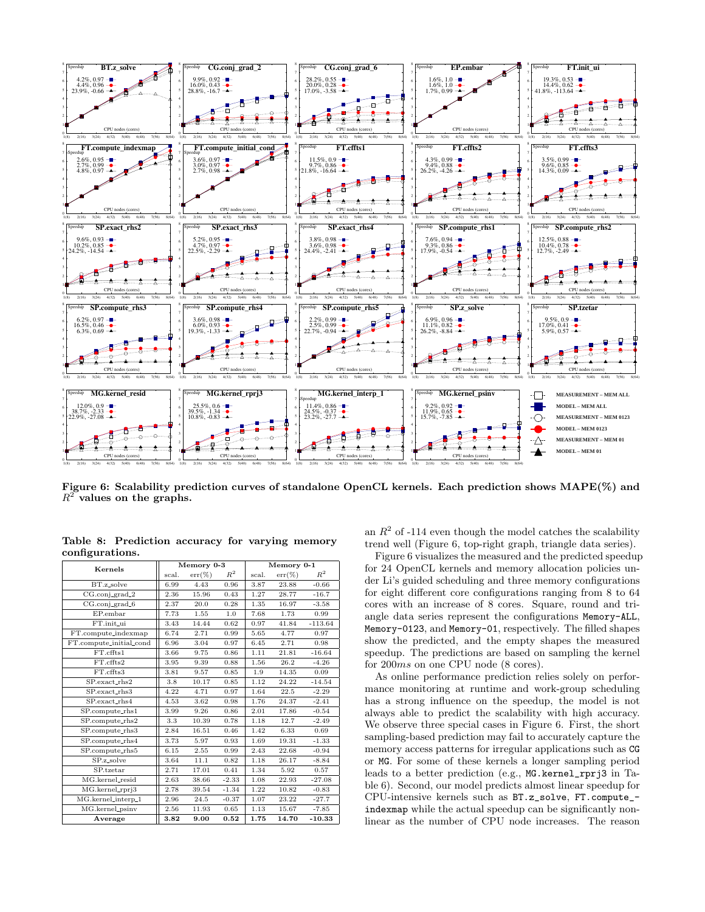Figure 6: Scalability prediction curves of standalone OpenCL kernels. Each prediction shows MAPE(%) and $R^2$ values on the graphs.

Table 8: Prediction accuracy for varying memory configurations.

| Kernels | Memory 0-3 | | | Memory 0-1 | | |
|---|---|---|---|---|---|---|
| | scal. | err(%) | $R^2$ | scal. | err(%) | $R^2$ |
| BT.z_solve | 6.99 | 4.43 | 0.96 | 3.87 | 23.88 | -0.66 |
| CG.conj_grad_2 | 2.36 | 15.96 | 0.43 | 1.27 | 28.77 | -16.7 |
| CG.conj_grad_6 | 2.37 | 20.0 | 0.28 | 1.35 | 16.97 | -3.58 |
| EP.embar | 7.73 | 1.55 | 1.0 | 7.68 | 1.73 | 0.99 |
| FT.init_ui | 3.43 | 14.44 | 0.62 | 0.97 | 41.84 | -113.64 |
| FT.compute_indexmap | 6.74 | 2.71 | 0.99 | 5.65 | 4.77 | 0.97 |
| FT.compute_initial_cond | 6.96 | 3.04 | 0.97 | 6.45 | 2.71 | 0.98 |
| FT.cffts1 | 3.66 | 9.75 | 0.86 | 1.11 | 21.81 | -16.64 |
| FT.cffts2 | 3.95 | 9.39 | 0.88 | 1.56 | 26.2 | -4.26 |
| FT.cffts3 | 3.81 | 9.57 | 0.85 | 1.9 | 14.35 | 0.09 |
| SP.exact_rhs2 | 3.8 | 10.17 | 0.85 | 1.12 | 24.22 | -14.54 |
| SP.exact_rhs3 | 4.22 | 4.71 | 0.97 | 1.64 | 22.5 | -2.29 |
| SP.exact_rhs4 | 4.53 | 3.62 | 0.98 | 1.76 | 24.37 | -2.41 |
| SP.compute_rhs1 | 3.99 | 9.26 | 0.86 | 2.01 | 17.86 | -0.54 |
| SP.compute_rhs2 | 3.3 | 10.39 | 0.78 | 1.18 | 12.7 | -2.49 |
| SP.compute_rhs3 | 2.84 | 16.51 | 0.46 | 1.42 | 6.33 | 0.69 |
| SP.compute_rhs4 | 3.73 | 5.97 | 0.93 | 1.69 | 19.31 | -1.33 |
| SP.compute_rhs5 | 6.15 | 2.55 | 0.99 | 2.43 | 22.68 | -0.94 |
| SP.z_solve | 3.64 | 11.1 | 0.82 | 1.18 | 26.17 | -8.84 |
| SP.tzetar | 2.71 | 17.01 | 0.41 | 1.34 | 5.92 | 0.57 |
| MG.kernel_resid | 2.63 | 38.66 | -2.33 | 1.08 | 22.93 | -27.08 |
| MG.kernel_rprj3 | 2.78 | 39.54 | -1.34 | 1.22 | 10.82 | -0.83 |
| MG.kernel_interp_1 | 2.96 | 24.5 | -0.37 | 1.07 | 23.22 | -27.7 |
| MG.kernel_psinv | 2.56 | 11.93 | 0.65 | 1.13 | 15.67 | -7.85 |
| **Average** | **3.82** | **9.00** | **0.52** | **1.75** | **14.70** | **-10.33** |

an $R^2$ of -114 even though the model catches the scalability trend well (Figure 6, top-right graph, triangle data series).

Figure 6 visualizes the measured and the predicted speedup for 24 OpenCL kernels and memory allocation policies under Li's guided scheduling and three memory configurations for eight different core configurations ranging from 8 to 64 cores with an increase of 8 cores. Square, round and triangle data series represent the configurations `Memory-ALL`, `Memory-0123`, and `Memory-01`, respectively. The filled shapes show the predicted, and the empty shapes the measured speedup. The predictions are based on sampling the kernel for $200ms$ on one CPU node (8 cores).

As online performance prediction relies solely on performance monitoring at runtime and work-group scheduling has a strong influence on the speedup, the model is not always able to predict the scalability with high accuracy. We observe three special cases in Figure 6. First, the short sampling-based prediction may fail to accurately capture the memory access patterns for irregular applications such as `CG` or `MG`. For some of these kernels a longer sampling period leads to a better prediction (e.g., `MG.kernel_rprj3` in Table 6). Second, our model predicts almost linear speedup for CPU-intensive kernels such as `BT.z_solve`, `FT.compute_indexmap` while the actual speedup can be significantly non-linear as the number of CPU node increases. The reason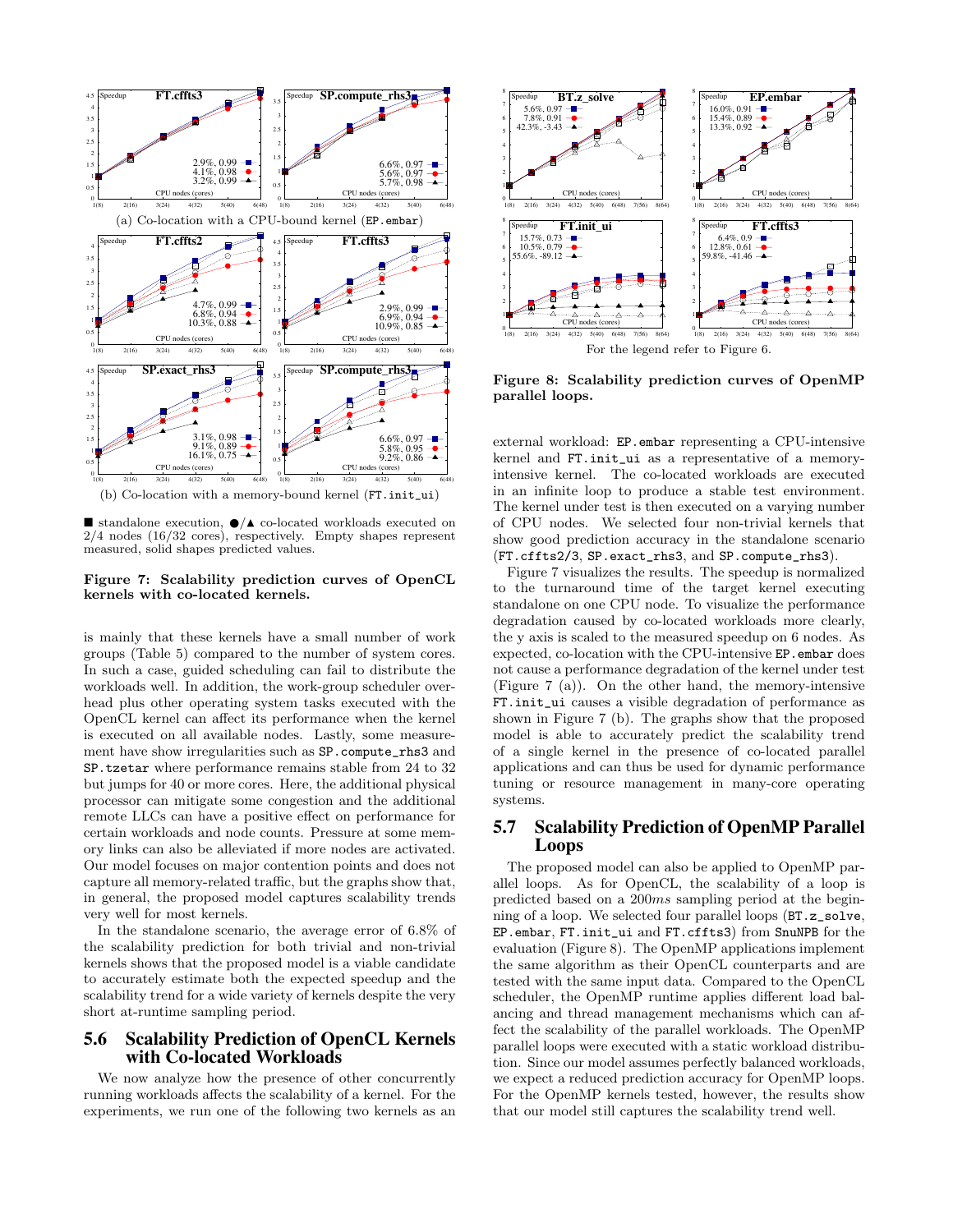(a) Co-location with a CPU-bound kernel (EP.embar)

(b) Co-location with a memory-bound kernel (FT.init_ui)

■ standalone execution, ●/▲ co-located workloads executed on 2/4 nodes (16/32 cores), respectively. Empty shapes represent measured, solid shapes predicted values.

**Figure 7: Scalability prediction curves of OpenCL kernels with co-located kernels.**

is mainly that these kernels have a small number of work groups (Table 5) compared to the number of system cores. In such a case, guided scheduling can fail to distribute the workloads well. In addition, the work-group scheduler overhead plus other operating system tasks executed with the OpenCL kernel can affect its performance when the kernel is executed on all available nodes. Lastly, some measurement have show irregularities such as SP.compute_rhs3 and SP.tzetar where performance remains stable from 24 to 32 but jumps for 40 or more cores. Here, the additional physical processor can mitigate some congestion and the additional remote LLCs can have a positive effect on performance for certain workloads and node counts. Pressure at some memory links can also be alleviated if more nodes are activated. Our model focuses on major contention points and does not capture all memory-related traffic, but the graphs show that, in general, the proposed model captures scalability trends very well for most kernels.

In the standalone scenario, the average error of 6.8% of the scalability prediction for both trivial and non-trivial kernels shows that the proposed model is a viable candidate to accurately estimate both the expected speedup and the scalability trend for a wide variety of kernels despite the very short at-runtime sampling period.

## 5.6 Scalability Prediction of OpenCL Kernels with Co-located Workloads

We now analyze how the presence of other concurrently running workloads affects the scalability of a kernel. For the experiments, we run one of the following two kernels as an external workload: EP.embar representing a CPU-intensive kernel and FT.init_ui as a representative of a memory-intensive kernel. The co-located workloads are executed in an infinite loop to produce a stable test environment. The kernel under test is then executed on a varying number of CPU nodes. We selected four non-trivial kernels that show good prediction accuracy in the standalone scenario (FT.cffts2/3, SP.exact_rhs3, and SP.compute_rhs3).

Figure 7 visualizes the results. The speedup is normalized to the turnaround time of the target kernel executing standalone on one CPU node. To visualize the performance degradation caused by co-located workloads more clearly, the y axis is scaled to the measured speedup on 6 nodes. As expected, co-location with the CPU-intensive EP.embar does not cause a performance degradation of the kernel under test (Figure 7 (a)). On the other hand, the memory-intensive FT.init_ui causes a visible degradation of performance as shown in Figure 7 (b). The graphs show that the proposed model is able to accurately predict the scalability trend of a single kernel in the presence of co-located parallel applications and can thus be used for dynamic performance tuning or resource management in many-core operating systems.

For the legend refer to Figure 6.

**Figure 8: Scalability prediction curves of OpenMP parallel loops.**

## 5.7 Scalability Prediction of OpenMP Parallel Loops

The proposed model can also be applied to OpenMP parallel loops. As for OpenCL, the scalability of a loop is predicted based on a $200ms$ sampling period at the beginning of a loop. We selected four parallel loops (BT.z_solve, EP.embar, FT.init_ui and FT.cffts3) from SnuNPB for the evaluation (Figure 8). The OpenMP applications implement the same algorithm as their OpenCL counterparts and are tested with the same input data. Compared to the OpenCL scheduler, the OpenMP runtime applies different load balancing and thread management mechanisms which can affect the scalability of the parallel workloads. The OpenMP parallel loops were executed with a static workload distribution. Since our model assumes perfectly balanced workloads, we expect a reduced prediction accuracy for OpenMP loops. For the OpenMP kernels tested, however, the results show that our model still captures the scalability trend well.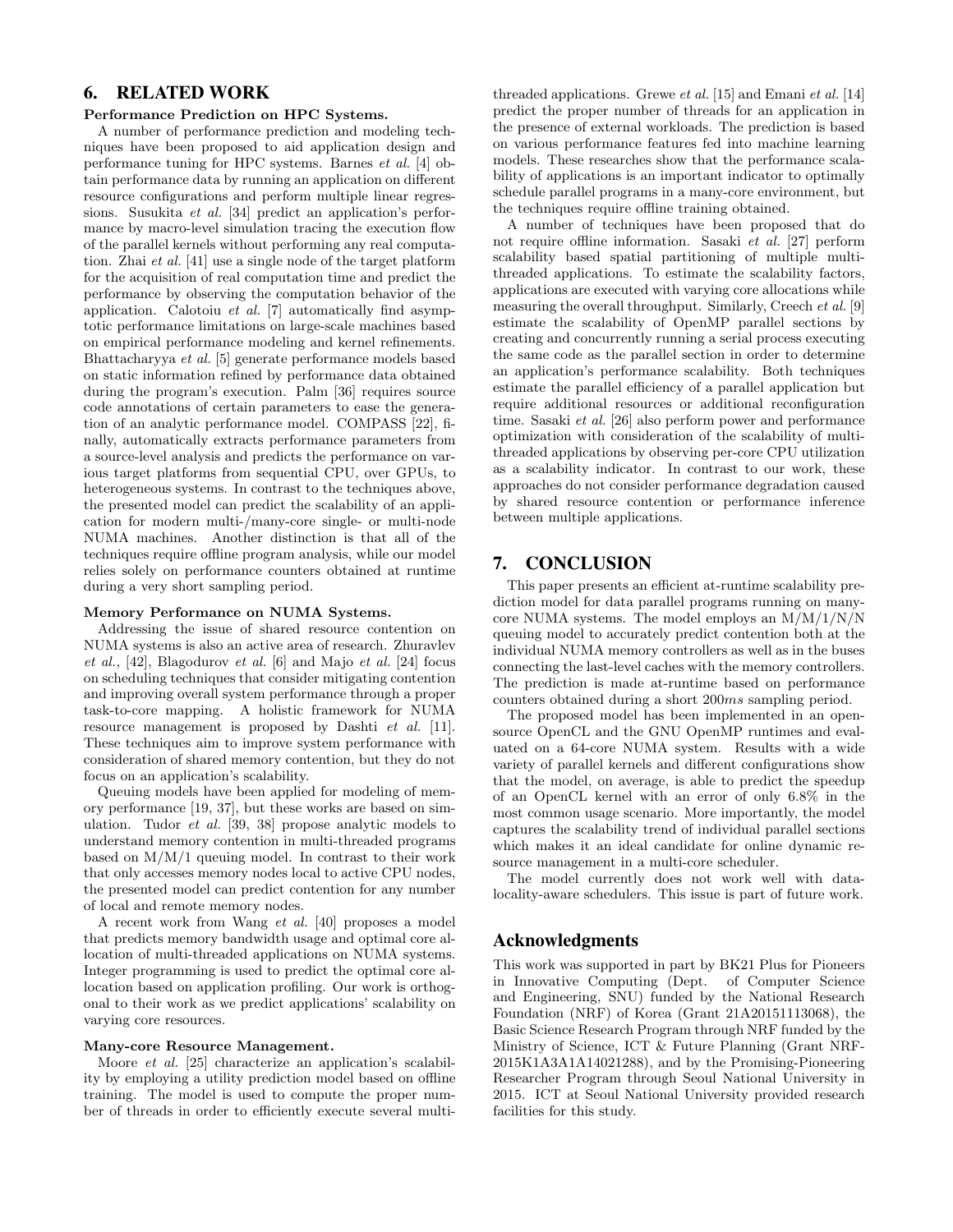## 6. RELATED WORK

**Performance Prediction on HPC Systems.**

A number of performance prediction and modeling techniques have been proposed to aid application design and performance tuning for HPC systems. Barnes *et al.* [4] obtain performance data by running an application on different resource configurations and perform multiple linear regressions. Susukita *et al.* [34] predict an application's performance by macro-level simulation tracing the execution flow of the parallel kernels without performing any real computation. Zhai *et al.* [41] use a single node of the target platform for the acquisition of real computation time and predict the performance by observing the computation behavior of the application. Calotoiu *et al.* [7] automatically find asymptotic performance limitations on large-scale machines based on empirical performance modeling and kernel refinements. Bhattacharyya *et al.* [5] generate performance models based on static information refined by performance data obtained during the program's execution. Palm [36] requires source code annotations of certain parameters to ease the generation of an analytic performance model. COMPASS [22], finally, automatically extracts performance parameters from a source-level analysis and predicts the performance on various target platforms from sequential CPU, over GPUs, to heterogeneous systems. In contrast to the techniques above, the presented model can predict the scalability of an application for modern multi-/many-core single- or multi-node NUMA machines. Another distinction is that all of the techniques require offline program analysis, while our model relies solely on performance counters obtained at runtime during a very short sampling period.

**Memory Performance on NUMA Systems.**

Addressing the issue of shared resource contention on NUMA systems is also an active area of research. Zhuravlev *et al.,* [42], Blagodurov *et al.* [6] and Majo *et al.* [24] focus on scheduling techniques that consider mitigating contention and improving overall system performance through a proper task-to-core mapping. A holistic framework for NUMA resource management is proposed by Dashti *et al.* [11]. These techniques aim to improve system performance with consideration of shared memory contention, but they do not focus on an application's scalability.

Queuing models have been applied for modeling of memory performance [19, 37], but these works are based on simulation. Tudor *et al.* [39, 38] propose analytic models to understand memory contention in multi-threaded programs based on M/M/1 queuing model. In contrast to their work that only accesses memory nodes local to active CPU nodes, the presented model can predict contention for any number of local and remote memory nodes.

A recent work from Wang *et al.* [40] proposes a model that predicts memory bandwidth usage and optimal core allocation of multi-threaded applications on NUMA systems. Integer programming is used to predict the optimal core allocation based on application profiling. Our work is orthogonal to their work as we predict applications' scalability on varying core resources.

**Many-core Resource Management.**

Moore *et al.* [25] characterize an application's scalability by employing a utility prediction model based on offline training. The model is used to compute the proper number of threads in order to efficiently execute several multi-threaded applications. Grewe *et al.* [15] and Emani *et al.* [14] predict the proper number of threads for an application in the presence of external workloads. The prediction is based on various performance features fed into machine learning models. These researches show that the performance scalability of applications is an important indicator to optimally schedule parallel programs in a many-core environment, but the techniques require offline training obtained.

A number of techniques have been proposed that do not require offline information. Sasaki *et al.* [27] perform scalability based spatial partitioning of multiple multi-threaded applications. To estimate the scalability factors, applications are executed with varying core allocations while measuring the overall throughput. Similarly, Creech *et al.* [9] estimate the scalability of OpenMP parallel sections by creating and concurrently running a serial process executing the same code as the parallel section in order to determine an application's performance scalability. Both techniques estimate the parallel efficiency of a parallel application but require additional resources or additional reconfiguration time. Sasaki *et al.* [26] also perform power and performance optimization with consideration of the scalability of multi-threaded applications by observing per-core CPU utilization as a scalability indicator. In contrast to our work, these approaches do not consider performance degradation caused by shared resource contention or performance inference between multiple applications.

## 7. CONCLUSION

This paper presents an efficient at-runtime scalability prediction model for data parallel programs running on many-core NUMA systems. The model employs an M/M/1/N/N queuing model to accurately predict contention both at the individual NUMA memory controllers as well as in the buses connecting the last-level caches with the memory controllers. The prediction is made at-runtime based on performance counters obtained during a short $200ms$ sampling period.

The proposed model has been implemented in an open-source OpenCL and the GNU OpenMP runtimes and evaluated on a 64-core NUMA system. Results with a wide variety of parallel kernels and different configurations show that the model, on average, is able to predict the speedup of an OpenCL kernel with an error of only 6.8% in the most common usage scenario. More importantly, the model captures the scalability trend of individual parallel sections which makes it an ideal candidate for online dynamic resource management in a multi-core scheduler.

The model currently does not work well with data-locality-aware schedulers. This issue is part of future work.

## Acknowledgments

This work was supported in part by BK21 Plus for Pioneers in Innovative Computing (Dept. of Computer Science and Engineering, SNU) funded by the National Research Foundation (NRF) of Korea (Grant 21A20151113068), the Basic Science Research Program through NRF funded by the Ministry of Science, ICT & Future Planning (Grant NRF-2015K1A3A1A14021288), and by the Promising-Pioneering Researcher Program through Seoul National University in 2015. ICT at Seoul National University provided research facilities for this study.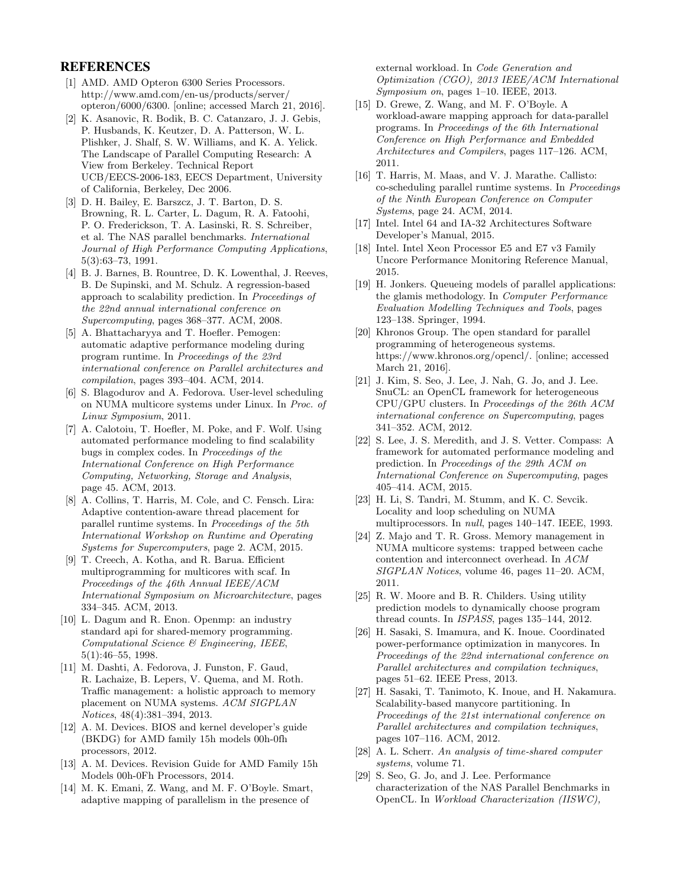## REFERENCES

[1] AMD. AMD Opteron 6300 Series Processors. http://www.amd.com/en-us/products/server/opteron/6000/6300. [online; accessed March 21, 2016].

[2] K. Asanovic, R. Bodik, B. C. Catanzaro, J. J. Gebis, P. Husbands, K. Keutzer, D. A. Patterson, W. L. Plishker, J. Shalf, S. W. Williams, and K. A. Yelick. The Landscape of Parallel Computing Research: A View from Berkeley. Technical Report UCB/EECS-2006-183, EECS Department, University of California, Berkeley, Dec 2006.

[3] D. H. Bailey, E. Barszcz, J. T. Barton, D. S. Browning, R. L. Carter, L. Dagum, R. A. Fatoohi, P. O. Frederickson, T. A. Lasinski, R. S. Schreiber, et al. The NAS parallel benchmarks. *International Journal of High Performance Computing Applications*, 5(3):63–73, 1991.

[4] B. J. Barnes, B. Rountree, D. K. Lowenthal, J. Reeves, B. De Supinski, and M. Schulz. A regression-based approach to scalability prediction. In *Proceedings of the 22nd annual international conference on Supercomputing*, pages 368–377. ACM, 2008.

[5] A. Bhattacharyya and T. Hoefler. Pemogen: automatic adaptive performance modeling during program runtime. In *Proceedings of the 23rd international conference on Parallel architectures and compilation*, pages 393–404. ACM, 2014.

[6] S. Blagodurov and A. Fedorova. User-level scheduling on NUMA multicore systems under Linux. In *Proc. of Linux Symposium*, 2011.

[7] A. Calotoiu, T. Hoefler, M. Poke, and F. Wolf. Using automated performance modeling to find scalability bugs in complex codes. In *Proceedings of the International Conference on High Performance Computing, Networking, Storage and Analysis*, page 45. ACM, 2013.

[8] A. Collins, T. Harris, M. Cole, and C. Fensch. Lira: Adaptive contention-aware thread placement for parallel runtime systems. In *Proceedings of the 5th International Workshop on Runtime and Operating Systems for Supercomputers*, page 2. ACM, 2015.

[9] T. Creech, A. Kotha, and R. Barua. Efficient multiprogramming for multicores with scaf. In *Proceedings of the 46th Annual IEEE/ACM International Symposium on Microarchitecture*, pages 334–345. ACM, 2013.

[10] L. Dagum and R. Enon. Openmp: an industry standard api for shared-memory programming. *Computational Science & Engineering, IEEE*, 5(1):46–55, 1998.

[11] M. Dashti, A. Fedorova, J. Funston, F. Gaud, R. Lachaize, B. Lepers, V. Quema, and M. Roth. Traffic management: a holistic approach to memory placement on NUMA systems. *ACM SIGPLAN Notices*, 48(4):381–394, 2013.

[12] A. M. Devices. BIOS and kernel developer's guide (BKDG) for AMD family 15h models 00h-0fh processors, 2012.

[13] A. M. Devices. Revision Guide for AMD Family 15h Models 00h-0Fh Processors, 2014.

[14] M. K. Emani, Z. Wang, and M. F. O'Boyle. Smart, adaptive mapping of parallelism in the presence of external workload. In *Code Generation and Optimization (CGO), 2013 IEEE/ACM International Symposium on*, pages 1–10. IEEE, 2013.

[15] D. Grewe, Z. Wang, and M. F. O'Boyle. A workload-aware mapping approach for data-parallel programs. In *Proceedings of the 6th International Conference on High Performance and Embedded Architectures and Compilers*, pages 117–126. ACM, 2011.

[16] T. Harris, M. Maas, and V. J. Marathe. Callisto: co-scheduling parallel runtime systems. In *Proceedings of the Ninth European Conference on Computer Systems*, page 24. ACM, 2014.

[17] Intel. Intel 64 and IA-32 Architectures Software Developer's Manual, 2015.

[18] Intel. Intel Xeon Processor E5 and E7 v3 Family Uncore Performance Monitoring Reference Manual, 2015.

[19] H. Jonkers. Queueing models of parallel applications: the glamis methodology. In *Computer Performance Evaluation Modelling Techniques and Tools*, pages 123–138. Springer, 1994.

[20] Khronos Group. The open standard for parallel programming of heterogeneous systems. https://www.khronos.org/opencl/. [online; accessed March 21, 2016].

[21] J. Kim, S. Seo, J. Lee, J. Nah, G. Jo, and J. Lee. SnuCL: an OpenCL framework for heterogeneous CPU/GPU clusters. In *Proceedings of the 26th ACM international conference on Supercomputing*, pages 341–352. ACM, 2012.

[22] S. Lee, J. S. Meredith, and J. S. Vetter. Compass: A framework for automated performance modeling and prediction. In *Proceedings of the 29th ACM on International Conference on Supercomputing*, pages 405–414. ACM, 2015.

[23] H. Li, S. Tandri, M. Stumm, and K. C. Sevcik. Locality and loop scheduling on NUMA multiprocessors. In *null*, pages 140–147. IEEE, 1993.

[24] Z. Majo and T. R. Gross. Memory management in NUMA multicore systems: trapped between cache contention and interconnect overhead. In *ACM SIGPLAN Notices*, volume 46, pages 11–20. ACM, 2011.

[25] R. W. Moore and B. R. Childers. Using utility prediction models to dynamically choose program thread counts. In *ISPASS*, pages 135–144, 2012.

[26] H. Sasaki, S. Imamura, and K. Inoue. Coordinated power-performance optimization in manycores. In *Proceedings of the 22nd international conference on Parallel architectures and compilation techniques*, pages 51–62. IEEE Press, 2013.

[27] H. Sasaki, T. Tanimoto, K. Inoue, and H. Nakamura. Scalability-based manycore partitioning. In *Proceedings of the 21st international conference on Parallel architectures and compilation techniques*, pages 107–116. ACM, 2012.

[28] A. L. Scherr. *An analysis of time-shared computer systems*, volume 71.

[29] S. Seo, G. Jo, and J. Lee. Performance characterization of the NAS Parallel Benchmarks in OpenCL. In *Workload Characterization (IISWC),*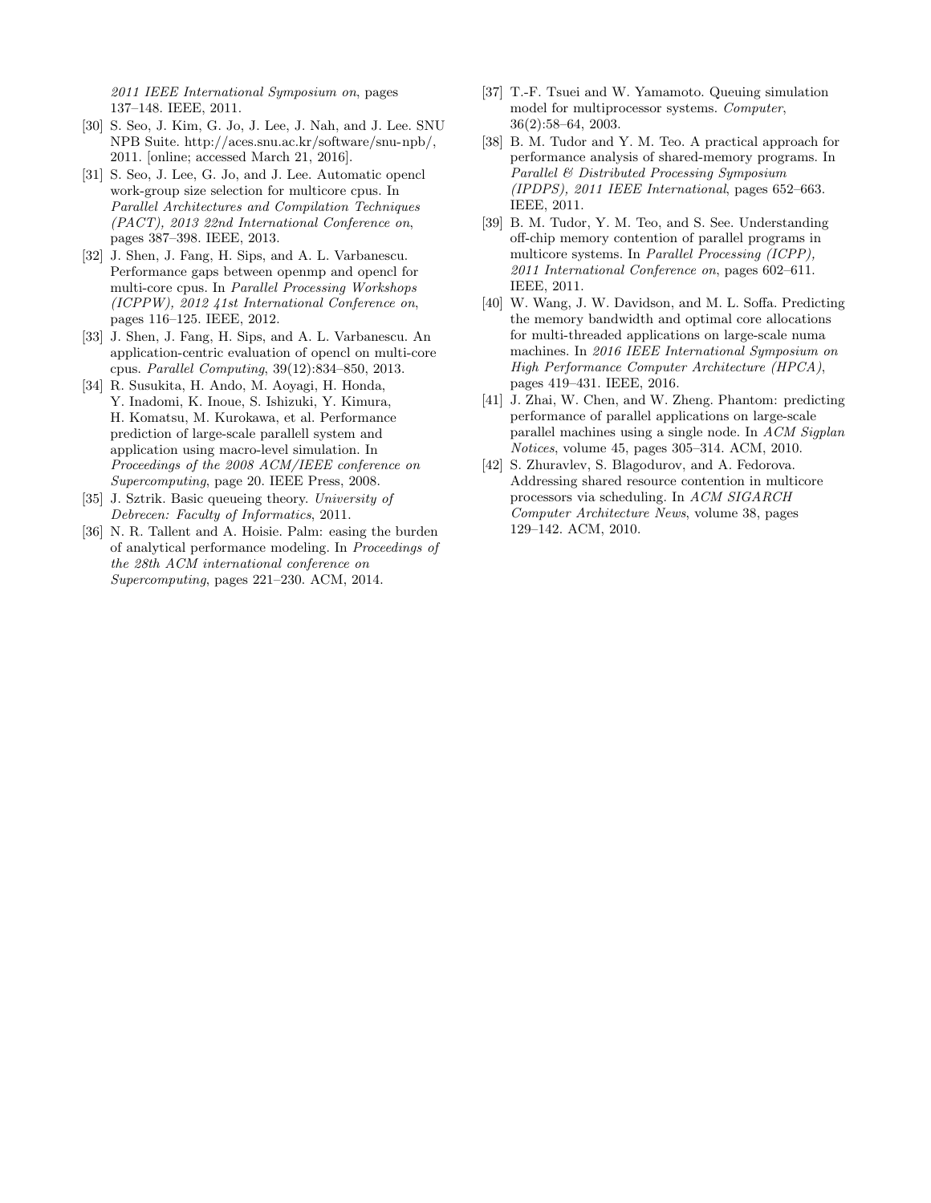*2011 IEEE International Symposium on*, pages 137–148. IEEE, 2011.

[30] S. Seo, J. Kim, G. Jo, J. Lee, J. Nah, and J. Lee. SNU NPB Suite. http://aces.snu.ac.kr/software/snu-npb/, 2011. [online; accessed March 21, 2016].

[31] S. Seo, J. Lee, G. Jo, and J. Lee. Automatic opencl work-group size selection for multicore cpus. In *Parallel Architectures and Compilation Techniques (PACT), 2013 22nd International Conference on*, pages 387–398. IEEE, 2013.

[32] J. Shen, J. Fang, H. Sips, and A. L. Varbanescu. Performance gaps between openmp and opencl for multi-core cpus. In *Parallel Processing Workshops (ICPPW), 2012 41st International Conference on*, pages 116–125. IEEE, 2012.

[33] J. Shen, J. Fang, H. Sips, and A. L. Varbanescu. An application-centric evaluation of opencl on multi-core cpus. *Parallel Computing*, 39(12):834–850, 2013.

[34] R. Susukita, H. Ando, M. Aoyagi, H. Honda, Y. Inadomi, K. Inoue, S. Ishizuki, Y. Kimura, H. Komatsu, M. Kurokawa, et al. Performance prediction of large-scale parallell system and application using macro-level simulation. In *Proceedings of the 2008 ACM/IEEE conference on Supercomputing*, page 20. IEEE Press, 2008.

[35] J. Sztrik. Basic queueing theory. *University of Debrecen: Faculty of Informatics*, 2011.

[36] N. R. Tallent and A. Hoisie. Palm: easing the burden of analytical performance modeling. In *Proceedings of the 28th ACM international conference on Supercomputing*, pages 221–230. ACM, 2014.

[37] T.-F. Tsuei and W. Yamamoto. Queuing simulation model for multiprocessor systems. *Computer*, 36(2):58–64, 2003.

[38] B. M. Tudor and Y. M. Teo. A practical approach for performance analysis of shared-memory programs. In *Parallel & Distributed Processing Symposium (IPDPS), 2011 IEEE International*, pages 652–663. IEEE, 2011.

[39] B. M. Tudor, Y. M. Teo, and S. See. Understanding off-chip memory contention of parallel programs in multicore systems. In *Parallel Processing (ICPP), 2011 International Conference on*, pages 602–611. IEEE, 2011.

[40] W. Wang, J. W. Davidson, and M. L. Soffa. Predicting the memory bandwidth and optimal core allocations for multi-threaded applications on large-scale numa machines. In *2016 IEEE International Symposium on High Performance Computer Architecture (HPCA)*, pages 419–431. IEEE, 2016.

[41] J. Zhai, W. Chen, and W. Zheng. Phantom: predicting performance of parallel applications on large-scale parallel machines using a single node. In *ACM Sigplan Notices*, volume 45, pages 305–314. ACM, 2010.

[42] S. Zhuravlev, S. Blagodurov, and A. Fedorova. Addressing shared resource contention in multicore processors via scheduling. In *ACM SIGARCH Computer Architecture News*, volume 38, pages 129–142. ACM, 2010.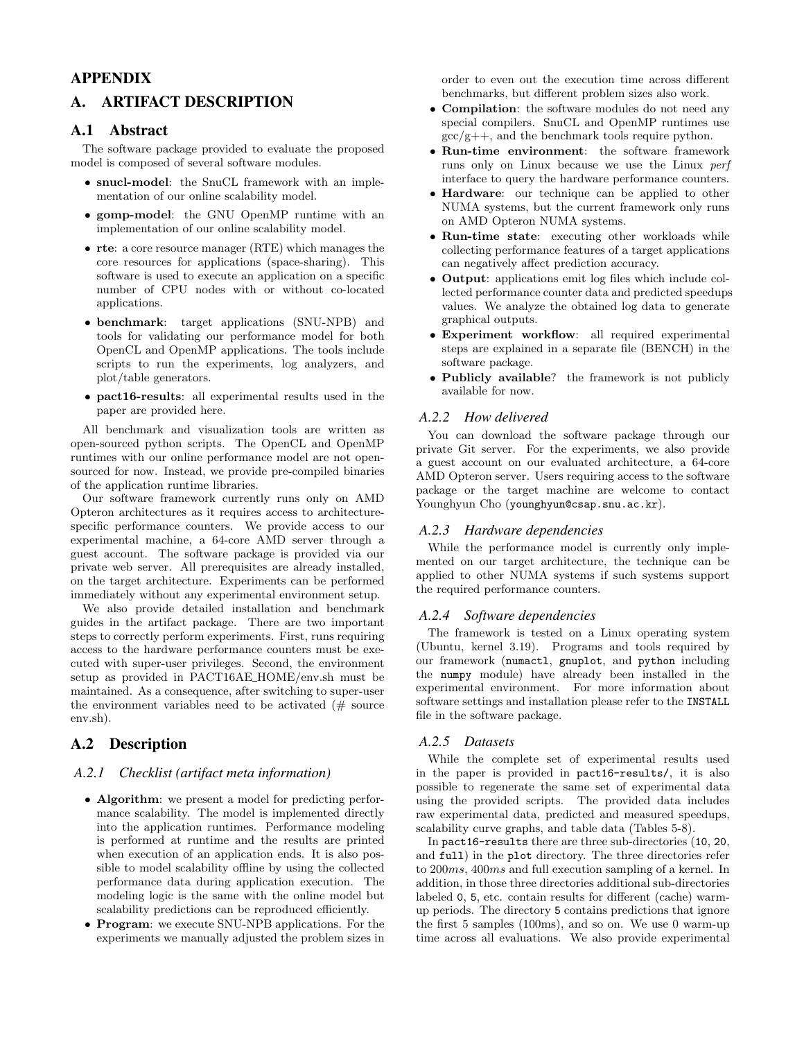# APPENDIX

# A. ARTIFACT DESCRIPTION

## A.1 Abstract

The software package provided to evaluate the proposed model is composed of several software modules.

- **snucl-model**: the SnuCL framework with an implementation of our online scalability model.
- **gomp-model**: the GNU OpenMP runtime with an implementation of our online scalability model.
- **rte**: a core resource manager (RTE) which manages the core resources for applications (space-sharing). This software is used to execute an application on a specific number of CPU nodes with or without co-located applications.
- **benchmark**: target applications (SNU-NPB) and tools for validating our performance model for both OpenCL and OpenMP applications. The tools include scripts to run the experiments, log analyzers, and plot/table generators.
- **pact16-results**: all experimental results used in the paper are provided here.

All benchmark and visualization tools are written as open-sourced python scripts. The OpenCL and OpenMP runtimes with our online performance model are not open-sourced for now. Instead, we provide pre-compiled binaries of the application runtime libraries.

Our software framework currently runs only on AMD Opteron architectures as it requires access to architecture-specific performance counters. We provide access to our experimental machine, a 64-core AMD server through a guest account. The software package is provided via our private web server. All prerequisites are already installed, on the target architecture. Experiments can be performed immediately without any experimental environment setup.

We also provide detailed installation and benchmark guides in the artifact package. There are two important steps to correctly perform experiments. First, runs requiring access to the hardware performance counters must be executed with super-user privileges. Second, the environment setup as provided in PACT16AE_HOME/env.sh must be maintained. As a consequence, after switching to super-user the environment variables need to be activated (# source env.sh).

## A.2 Description

### A.2.1 Checklist (artifact meta information)

- **Algorithm**: we present a model for predicting performance scalability. The model is implemented directly into the application runtimes. Performance modeling is performed at runtime and the results are printed when execution of an application ends. It is also possible to model scalability offline by using the collected performance data during application execution. The modeling logic is the same with the online model but scalability predictions can be reproduced efficiently.
- **Program**: we execute SNU-NPB applications. For the experiments we manually adjusted the problem sizes in order to even out the execution time across different benchmarks, but different problem sizes also work.
- **Compilation**: the software modules do not need any special compilers. SnuCL and OpenMP runtimes use gcc/g++, and the benchmark tools require python.
- **Run-time environment**: the software framework runs only on Linux because we use the Linux *perf* interface to query the hardware performance counters.
- **Hardware**: our technique can be applied to other NUMA systems, but the current framework only runs on AMD Opteron NUMA systems.
- **Run-time state**: executing other workloads while collecting performance features of a target applications can negatively affect prediction accuracy.
- **Output**: applications emit log files which include collected performance counter data and predicted speedups values. We analyze the obtained log data to generate graphical outputs.
- **Experiment workflow**: all required experimental steps are explained in a separate file (BENCH) in the software package.
- **Publicly available**? the framework is not publicly available for now.

### A.2.2 How delivered

You can download the software package through our private Git server. For the experiments, we also provide a guest account on our evaluated architecture, a 64-core AMD Opteron server. Users requiring access to the software package or the target machine are welcome to contact Younghyun Cho (`younghyun@csap.snu.ac.kr`).

### A.2.3 Hardware dependencies

While the performance model is currently only implemented on our target architecture, the technique can be applied to other NUMA systems if such systems support the required performance counters.

### A.2.4 Software dependencies

The framework is tested on a Linux operating system (Ubuntu, kernel 3.19). Programs and tools required by our framework (`numactl`, `gnuplot`, and `python` including the `numpy` module) have already been installed in the experimental environment. For more information about software settings and installation please refer to the `INSTALL` file in the software package.

### A.2.5 Datasets

While the complete set of experimental results used in the paper is provided in `pact16-results/`, it is also possible to regenerate the same set of experimental data using the provided scripts. The provided data includes raw experimental data, predicted and measured speedups, scalability curve graphs, and table data (Tables 5-8).

In `pact16-results` there are three sub-directories (`10`, `20`, and `full`) in the `plot` directory. The three directories refer to $200ms$, $400ms$ and full execution sampling of a kernel. In addition, in those three directories additional sub-directories labeled `0`, `5`, etc. contain results for different (cache) warm-up periods. The directory `5` contains predictions that ignore the first 5 samples (100ms), and so on. We use 0 warm-up time across all evaluations. We also provide experimental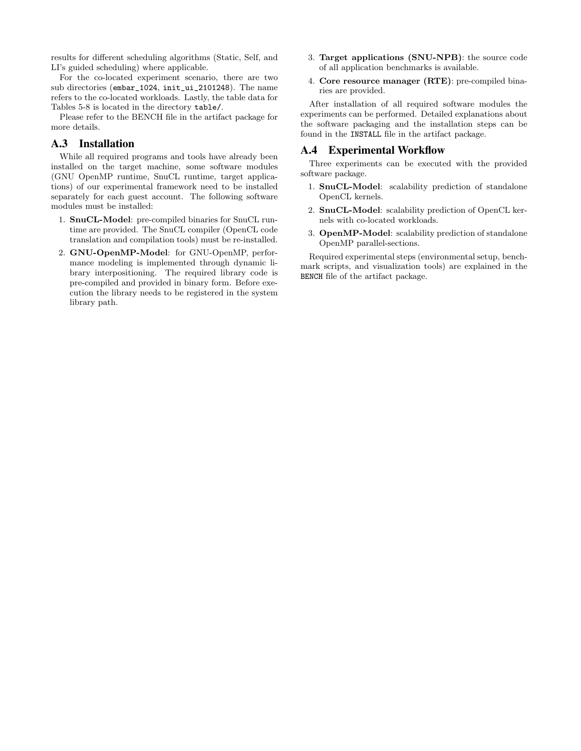results for different scheduling algorithms (Static, Self, and LI's guided scheduling) where applicable.

For the co-located experiment scenario, there are two sub directories (`embar_1024`, `init_ui_2101248`). The name refers to the co-located workloads. Lastly, the table data for Tables 5-8 is located in the directory `table/`.

Please refer to the BENCH file in the artifact package for more details.

## A.3 Installation

While all required programs and tools have already been installed on the target machine, some software modules (GNU OpenMP runtime, SnuCL runtime, target applications) of our experimental framework need to be installed separately for each guest account. The following software modules must be installed:

1. **SnuCL-Model**: pre-compiled binaries for SnuCL runtime are provided. The SnuCL compiler (OpenCL code translation and compilation tools) must be re-installed.
2. **GNU-OpenMP-Model**: for GNU-OpenMP, performance modeling is implemented through dynamic library interpositioning. The required library code is pre-compiled and provided in binary form. Before execution the library needs to be registered in the system library path.
3. **Target applications (SNU-NPB)**: the source code of all application benchmarks is available.
4. **Core resource manager (RTE)**: pre-compiled binaries are provided.

After installation of all required software modules the experiments can be performed. Detailed explanations about the software packaging and the installation steps can be found in the `INSTALL` file in the artifact package.

## A.4 Experimental Workflow

Three experiments can be executed with the provided software package.

1. **SnuCL-Model**: scalability prediction of standalone OpenCL kernels.
2. **SnuCL-Model**: scalability prediction of OpenCL kernels with co-located workloads.
3. **OpenMP-Model**: scalability prediction of standalone OpenMP parallel-sections.

Required experimental steps (environmental setup, benchmark scripts, and visualization tools) are explained in the `BENCH` file of the artifact package.